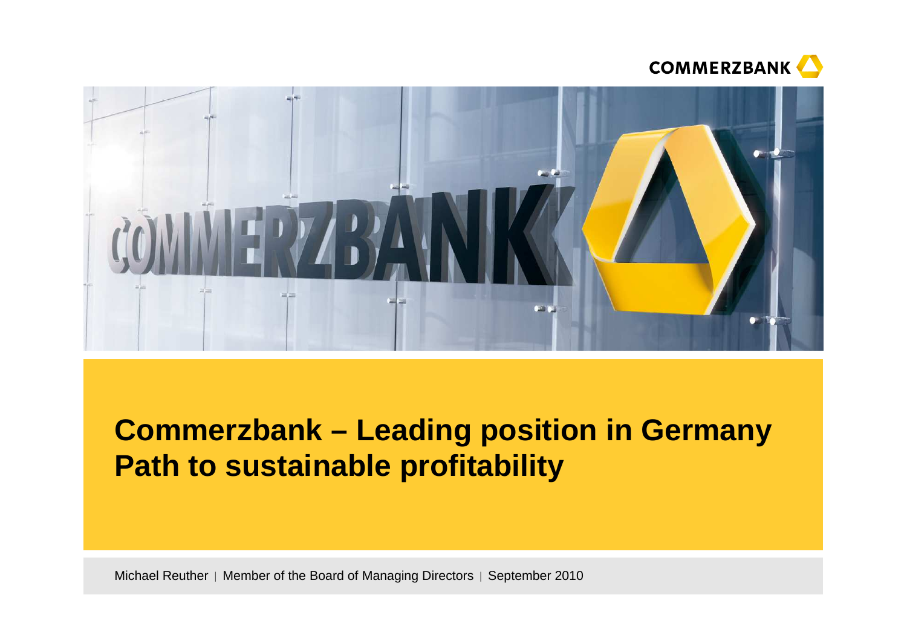# Commerzbank – Leading position in Germany
# Path to sustainable profitability

Michael Reuther | Member of the Board of Managing Directors | September 2010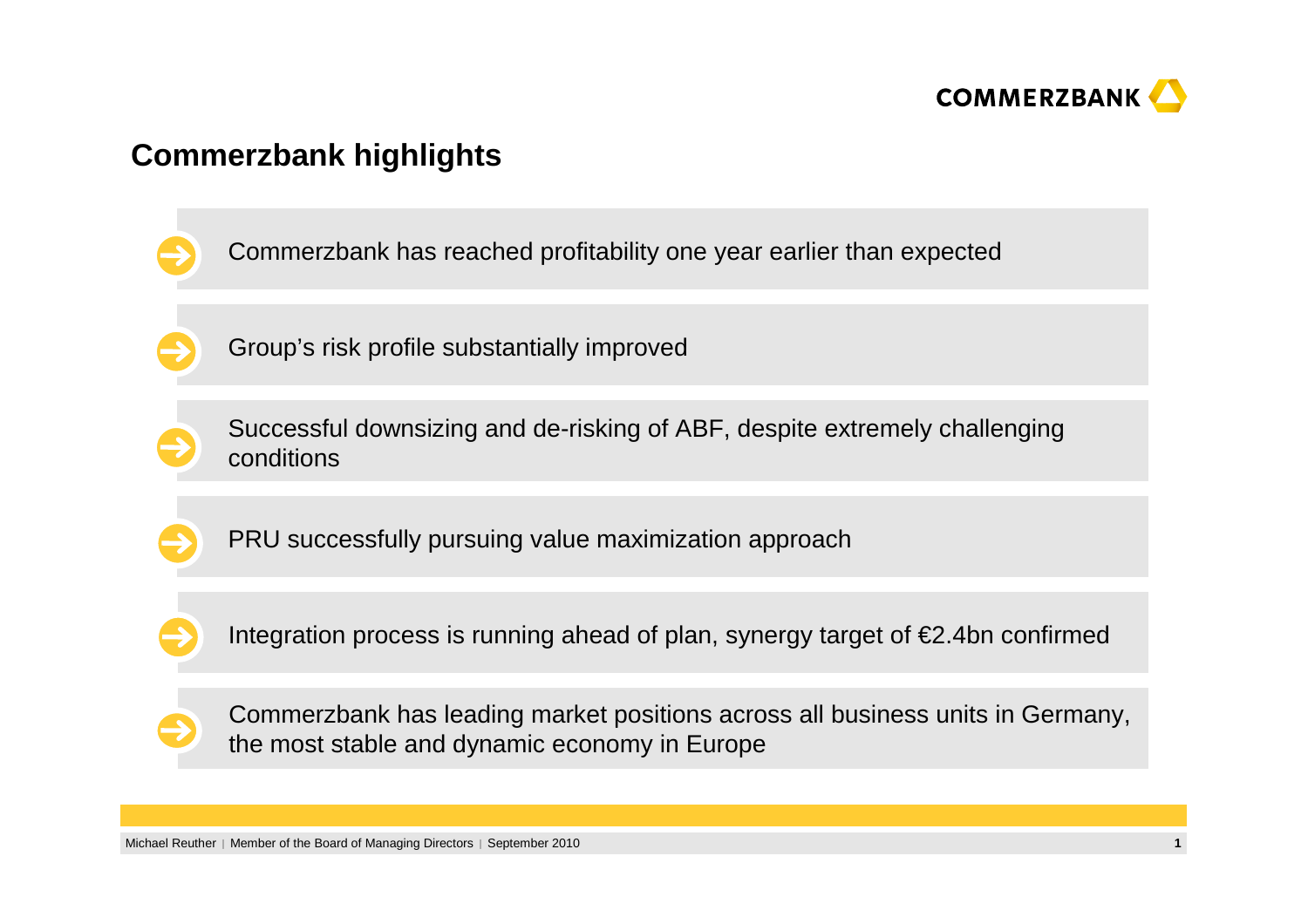## Commerzbank highlights

- Commerzbank has reached profitability one year earlier than expected
- Group's risk profile substantially improved
- Successful downsizing and de-risking of ABF, despite extremely challenging conditions
- PRU successfully pursuing value maximization approach
- Integration process is running ahead of plan, synergy target of €2.4bn confirmed
- Commerzbank has leading market positions across all business units in Germany, the most stable and dynamic economy in Europe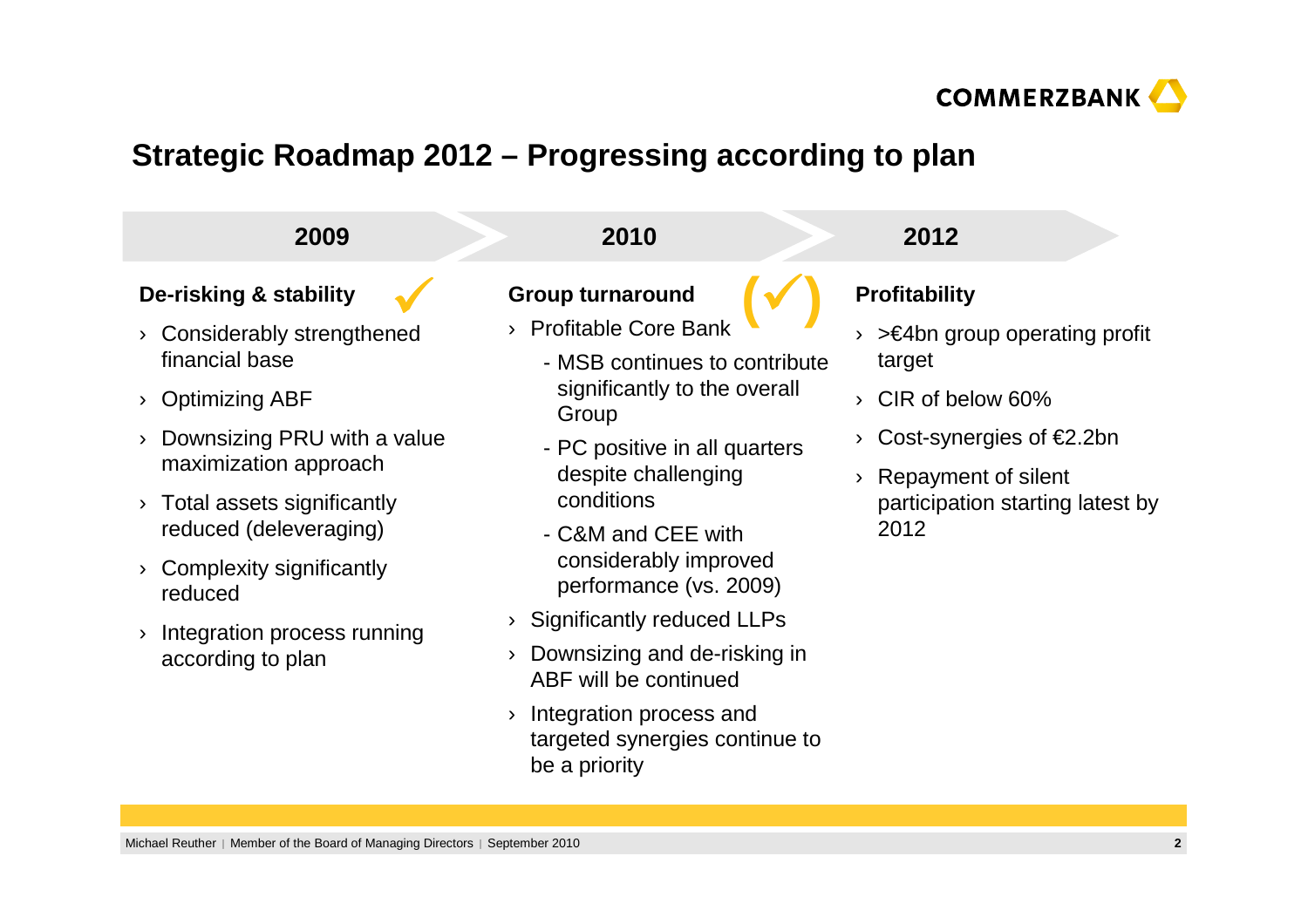# Strategic Roadmap 2012 – Progressing according to plan

## 2009

**De-risking & stability** ✓

- Considerably strengthened financial base
- Optimizing ABF
- Downsizing PRU with a value maximization approach
- Total assets significantly reduced (deleveraging)
- Complexity significantly reduced
- Integration process running according to plan

## 2010

**Group turnaround** (✓)

- Profitable Core Bank
  - MSB continues to contribute significantly to the overall Group
  - PC positive in all quarters despite challenging conditions
  - C&M and CEE with considerably improved performance (vs. 2009)
- Significantly reduced LLPs
- Downsizing and de-risking in ABF will be continued
- Integration process and targeted synergies continue to be a priority

## 2012

**Profitability**

- >€4bn group operating profit target
- CIR of below 60%
- Cost-synergies of €2.2bn
- Repayment of silent participation starting latest by 2012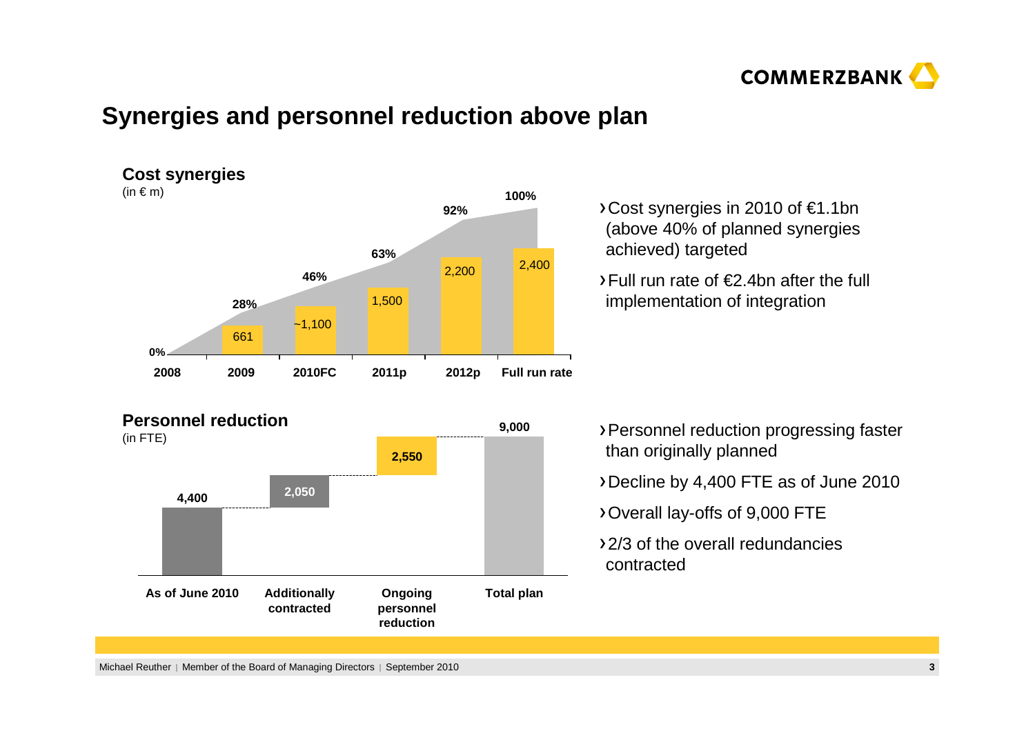# Synergies and personnel reduction above plan

## Cost synergies

(in € m)

| | 2008 | 2009 | 2010FC | 2011p | 2012p | Full run rate |
|---|---|---|---|---|---|---|
| Cost synergies | | 661 | ~1,100 | 1,500 | 2,200 | 2,400 |
| % of full run rate | 0% | 28% | 46% | 63% | 92% | 100% |

- Cost synergies in 2010 of €1.1bn (above 40% of planned synergies achieved) targeted
- Full run rate of €2.4bn after the full implementation of integration

## Personnel reduction

(in FTE)

| As of June 2010 | Additionally contracted | Ongoing personnel reduction | Total plan |
|---|---|---|---|
| 4,400 | 2,050 | 2,550 | 9,000 |

- Personnel reduction progressing faster than originally planned
- Decline by 4,400 FTE as of June 2010
- Overall lay-offs of 9,000 FTE
- 2/3 of the overall redundancies contracted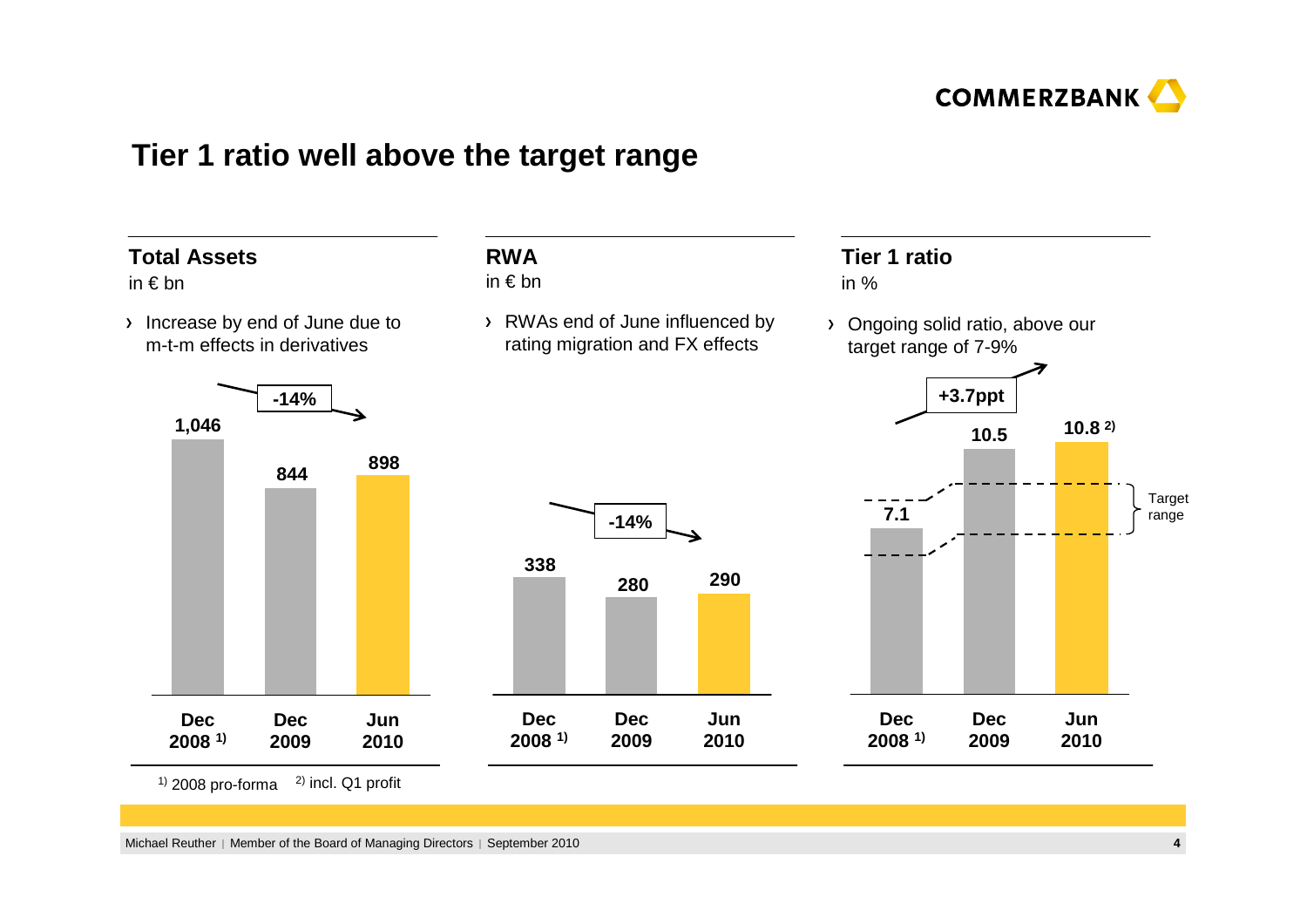# Tier 1 ratio well above the target range

## Total Assets

in € bn

- Increase by end of June due to m-t-m effects in derivatives

| Dec 2008 [1] | Dec 2009 | Jun 2010 |
|---|---|---|
| 1,046 | 844 | 898 |

-14%

## RWA

in € bn

- RWAs end of June influenced by rating migration and FX effects

| Dec 2008 [1] | Dec 2009 | Jun 2010 |
|---|---|---|
| 338 | 280 | 290 |

-14%

## Tier 1 ratio

in %

- Ongoing solid ratio, above our target range of 7-9%

| Dec 2008 [1] | Dec 2009 | Jun 2010 |
|---|---|---|
| 7.1 | 10.5 | 10.8 [2] |

+3.7ppt

Target range

[1] 2008 pro-forma [2] incl. Q1 profit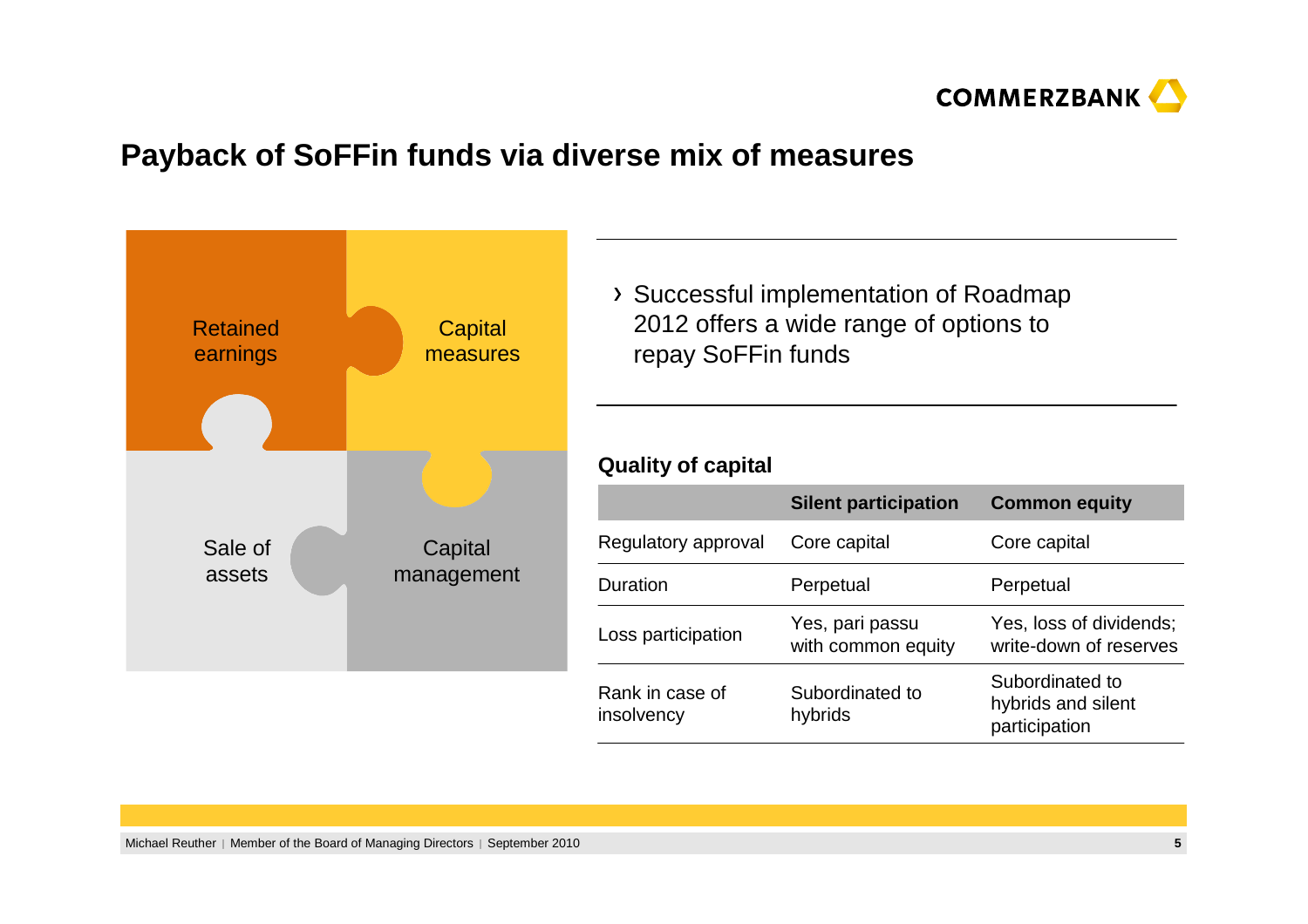# Payback of SoFFin funds via diverse mix of measures

Retained earnings

Capital measures

Sale of assets

Capital management

- Successful implementation of Roadmap 2012 offers a wide range of options to repay SoFFin funds

**Quality of capital**

| | **Silent participation** | **Common equity** |
|---|---|---|
| Regulatory approval | Core capital | Core capital |
| Duration | Perpetual | Perpetual |
| Loss participation | Yes, pari passu with common equity | Yes, loss of dividends; write-down of reserves |
| Rank in case of insolvency | Subordinated to hybrids | Subordinated to hybrids and silent participation |

Michael Reuther | Member of the Board of Managing Directors | September 2010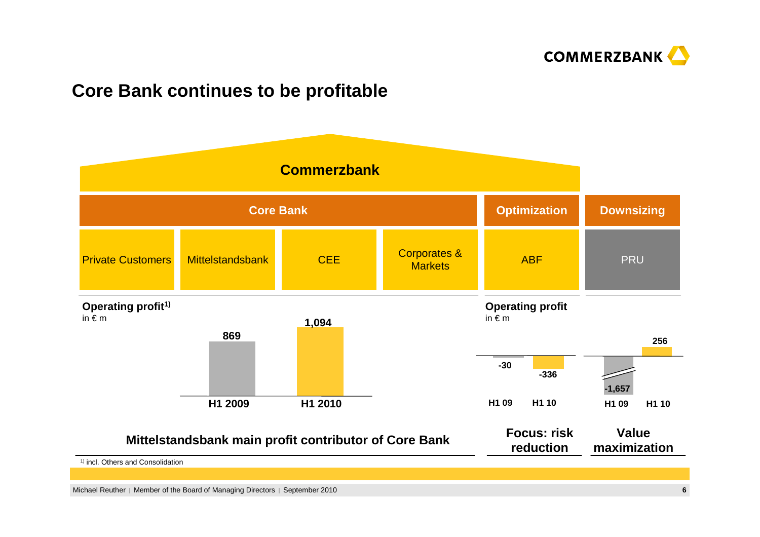# Core Bank continues to be profitable

**Commerzbank**

| Core Bank | | | | Optimization | Downsizing |
|---|---|---|---|---|---|
| Private Customers | Mittelstandsbank | CEE | Corporates & Markets | ABF | PRU |

**Operating profit[1)]** in € m (Core Bank)

| | H1 2009 | H1 2010 |
|---|---|---|
| Core Bank | 869 | 1,094 |

**Operating profit** in € m

| | H1 09 | H1 10 |
|---|---|---|
| ABF | -30 | -336 |
| PRU | -1,657 | 256 |

**Mittelstandsbank main profit contributor of Core Bank**

**Focus: risk reduction** (ABF)

**Value maximization** (PRU)

[1)] incl. Others and Consolidation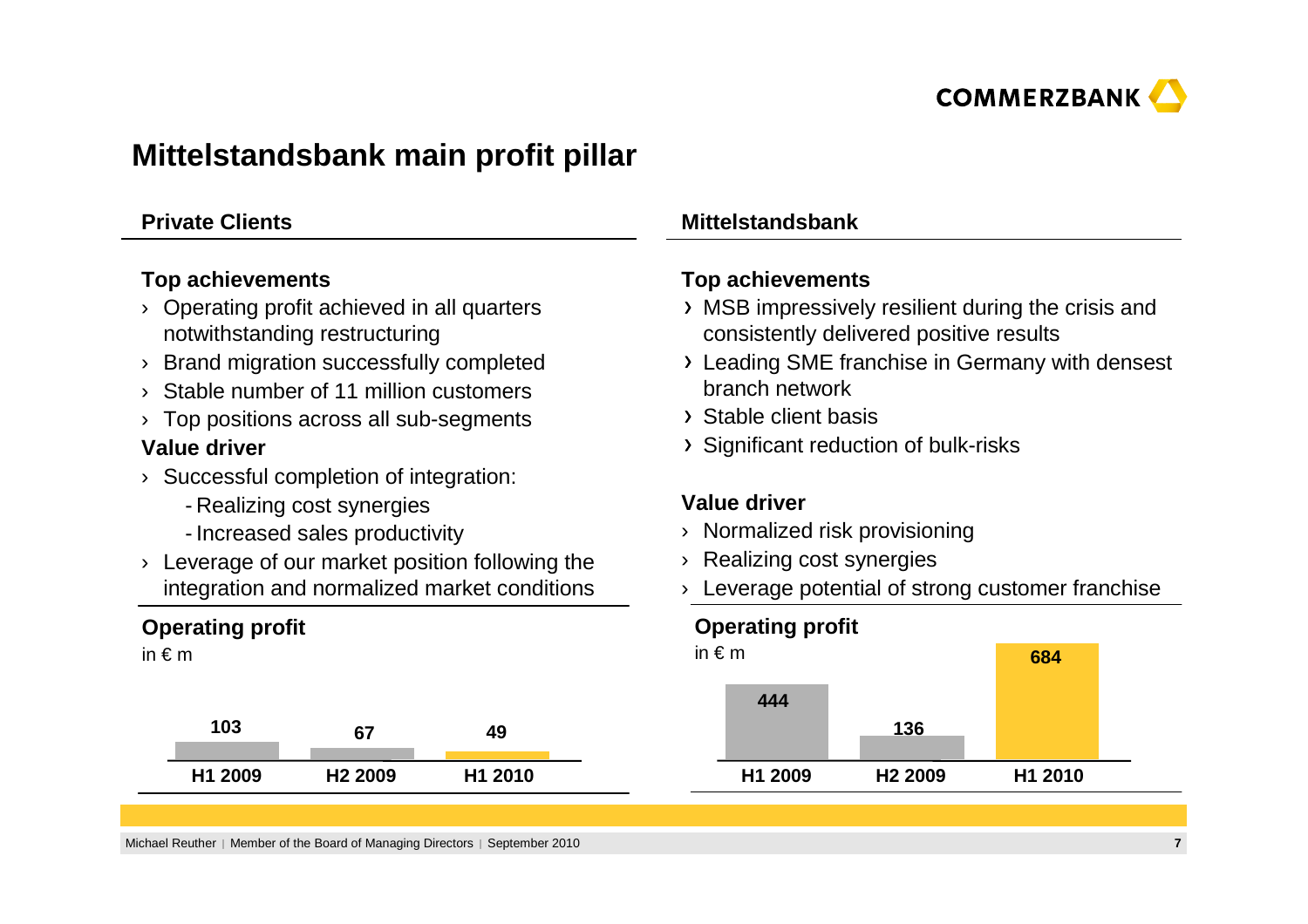# Mittelstandsbank main profit pillar

## Private Clients

### Top achievements

- Operating profit achieved in all quarters notwithstanding restructuring
- Brand migration successfully completed
- Stable number of 11 million customers
- Top positions across all sub-segments

### Value driver

- Successful completion of integration:
  - Realizing cost synergies
  - Increased sales productivity
- Leverage of our market position following the integration and normalized market conditions

### Operating profit

in € m

| H1 2009 | H2 2009 | H1 2010 |
|---|---|---|
| 103 | 67 | 49 |

## Mittelstandsbank

### Top achievements

- MSB impressively resilient during the crisis and consistently delivered positive results
- Leading SME franchise in Germany with densest branch network
- Stable client basis
- Significant reduction of bulk-risks

### Value driver

- Normalized risk provisioning
- Realizing cost synergies
- Leverage potential of strong customer franchise

### Operating profit

in € m

| H1 2009 | H2 2009 | H1 2010 |
|---|---|---|
| 444 | 136 | 684 |

Michael Reuther | Member of the Board of Managing Directors | September 2010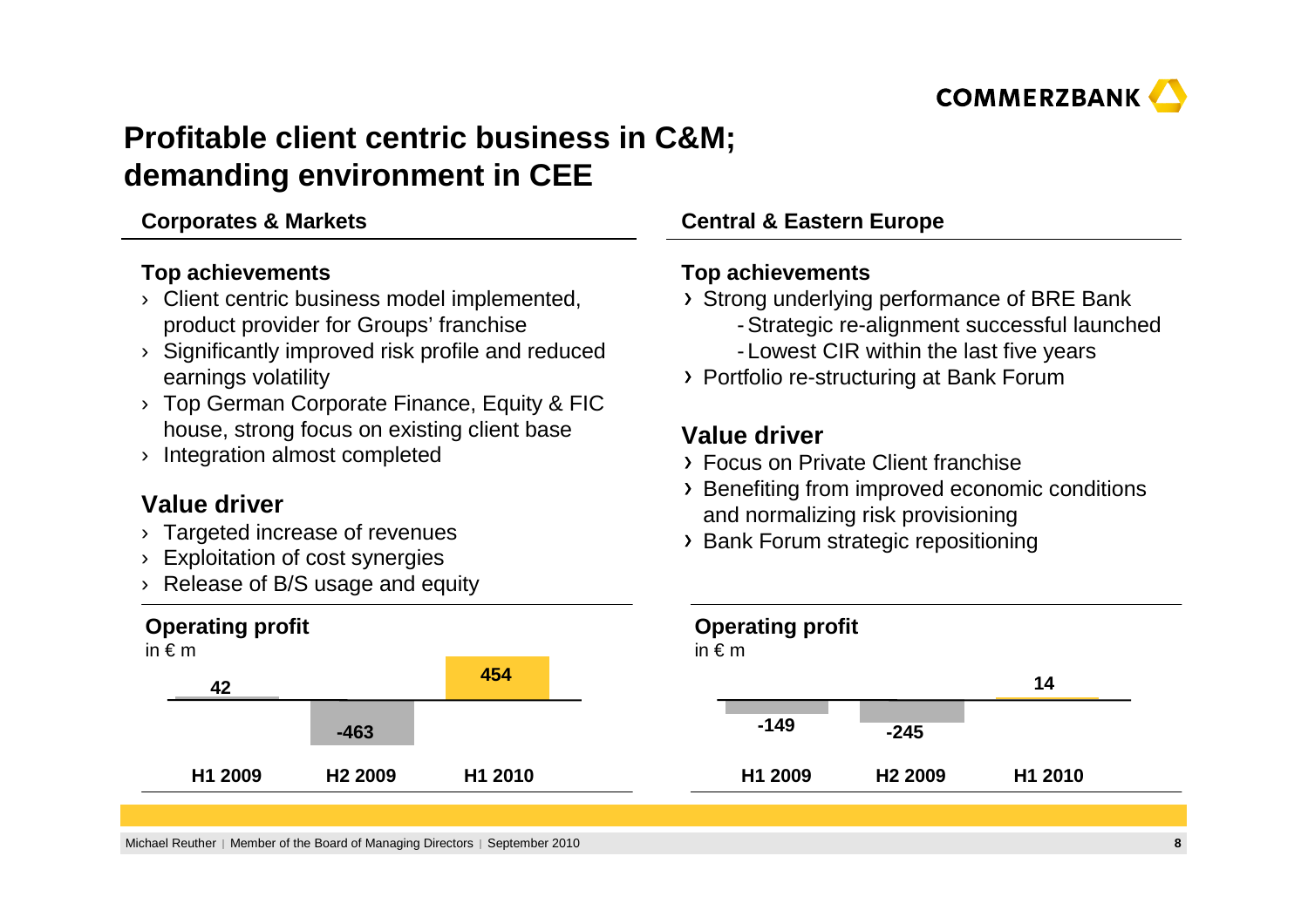# Profitable client centric business in C&M; demanding environment in CEE

## Corporates & Markets

### Top achievements

- Client centric business model implemented, product provider for Groups' franchise
- Significantly improved risk profile and reduced earnings volatility
- Top German Corporate Finance, Equity & FIC house, strong focus on existing client base
- Integration almost completed

### Value driver

- Targeted increase of revenues
- Exploitation of cost synergies
- Release of B/S usage and equity

**Operating profit**
in € m

| H1 2009 | H2 2009 | H1 2010 |
|---|---|---|
| 42 | -463 | 454 |

## Central & Eastern Europe

### Top achievements

- Strong underlying performance of BRE Bank
  - Strategic re-alignment successful launched
  - Lowest CIR within the last five years
- Portfolio re-structuring at Bank Forum

### Value driver

- Focus on Private Client franchise
- Benefiting from improved economic conditions and normalizing risk provisioning
- Bank Forum strategic repositioning

**Operating profit**
in € m

| H1 2009 | H2 2009 | H1 2010 |
|---|---|---|
| -149 | -245 | 14 |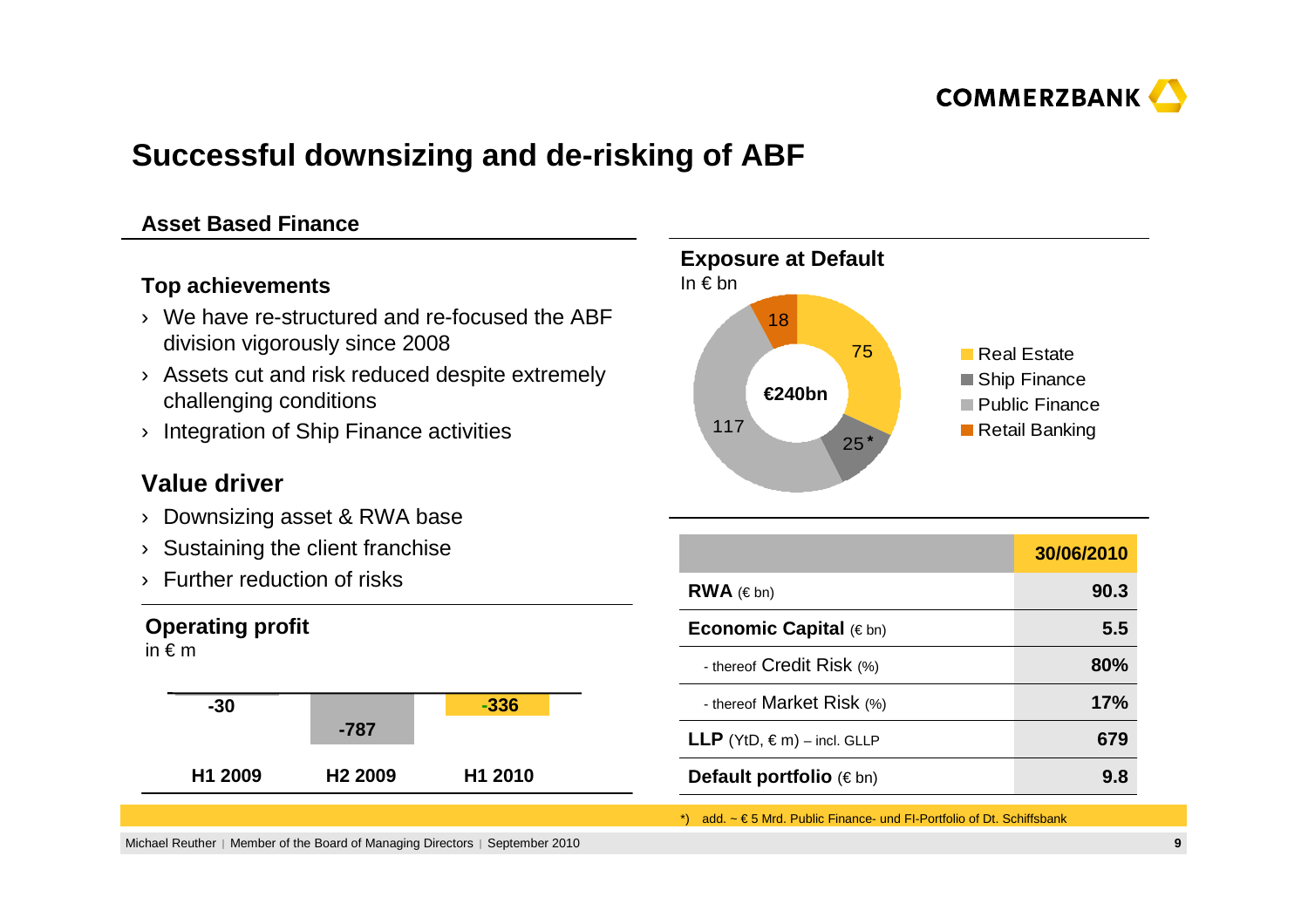# Successful downsizing and de-risking of ABF

## Asset Based Finance

### Top achievements

- We have re-structured and re-focused the ABF division vigorously since 2008
- Assets cut and risk reduced despite extremely challenging conditions
- Integration of Ship Finance activities

### Value driver

- Downsizing asset & RWA base
- Sustaining the client franchise
- Further reduction of risks

### Operating profit

in € m

| H1 2009 | H2 2009 | H1 2010 |
|---|---|---|
| -30 | -787 | -336 |

### Exposure at Default

In € bn

€240bn

| Segment | EaD |
|---|---|
| Real Estate | 75 |
| Ship Finance | 25* |
| Public Finance | 117 |
| Retail Banking | 18 |

| | 30/06/2010 |
|---|---|
| **RWA** (€ bn) | 90.3 |
| **Economic Capital** (€ bn) | 5.5 |
| - thereof Credit Risk (%) | 80% |
| - thereof Market Risk (%) | 17% |
| **LLP** (YtD, € m) – incl. GLLP | 679 |
| **Default portfolio** (€ bn) | 9.8 |

*) add. ~ € 5 Mrd. Public Finance- und FI-Portfolio of Dt. Schiffsbank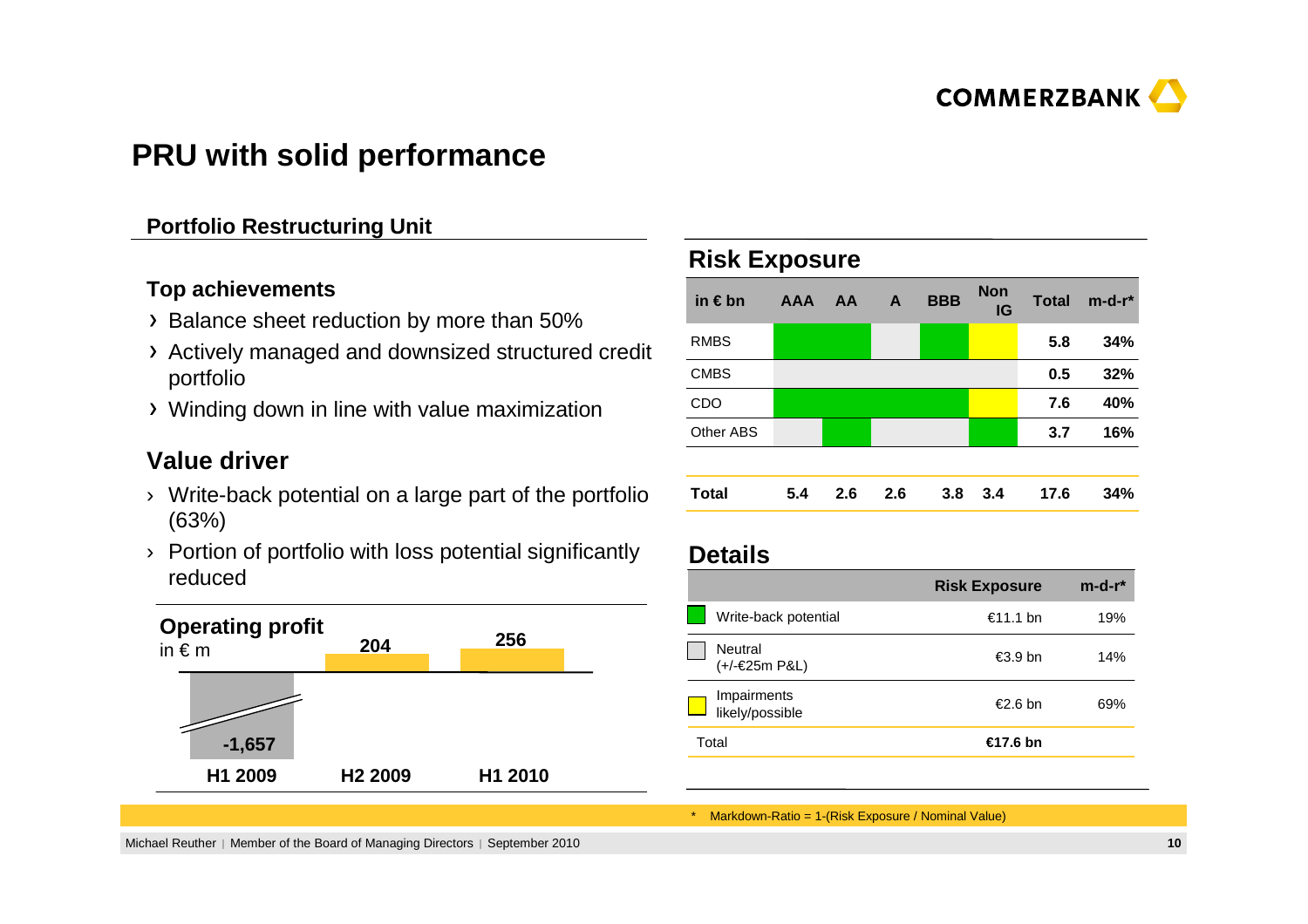# PRU with solid performance

## Portfolio Restructuring Unit

### Top achievements

- Balance sheet reduction by more than 50%
- Actively managed and downsized structured credit portfolio
- Winding down in line with value maximization

### Value driver

- Write-back potential on a large part of the portfolio (63%)
- Portion of portfolio with loss potential significantly reduced

### Operating profit

in € m

| H1 2009 | H2 2009 | H1 2010 |
|---|---|---|
| -1,657 | 204 | 256 |

## Risk Exposure

| in € bn | AAA | AA | A | BBB | Non IG | Total | m-d-r* |
|---|---|---|---|---|---|---|---|
| RMBS | | | | | | 5.8 | 34% |
| CMBS | | | | | | 0.5 | 32% |
| CDO | | | | | | 7.6 | 40% |
| Other ABS | | | | | | 3.7 | 16% |
| **Total** | **5.4** | **2.6** | **2.6** | **3.8** | **3.4** | **17.6** | **34%** |

## Details

| | Risk Exposure | m-d-r* |
|---|---|---|
| Write-back potential | €11.1 bn | 19% |
| Neutral (+/-€25m P&L) | €3.9 bn | 14% |
| Impairments likely/possible | €2.6 bn | 69% |
| Total | **€17.6 bn** | |

* Markdown-Ratio = 1-(Risk Exposure / Nominal Value)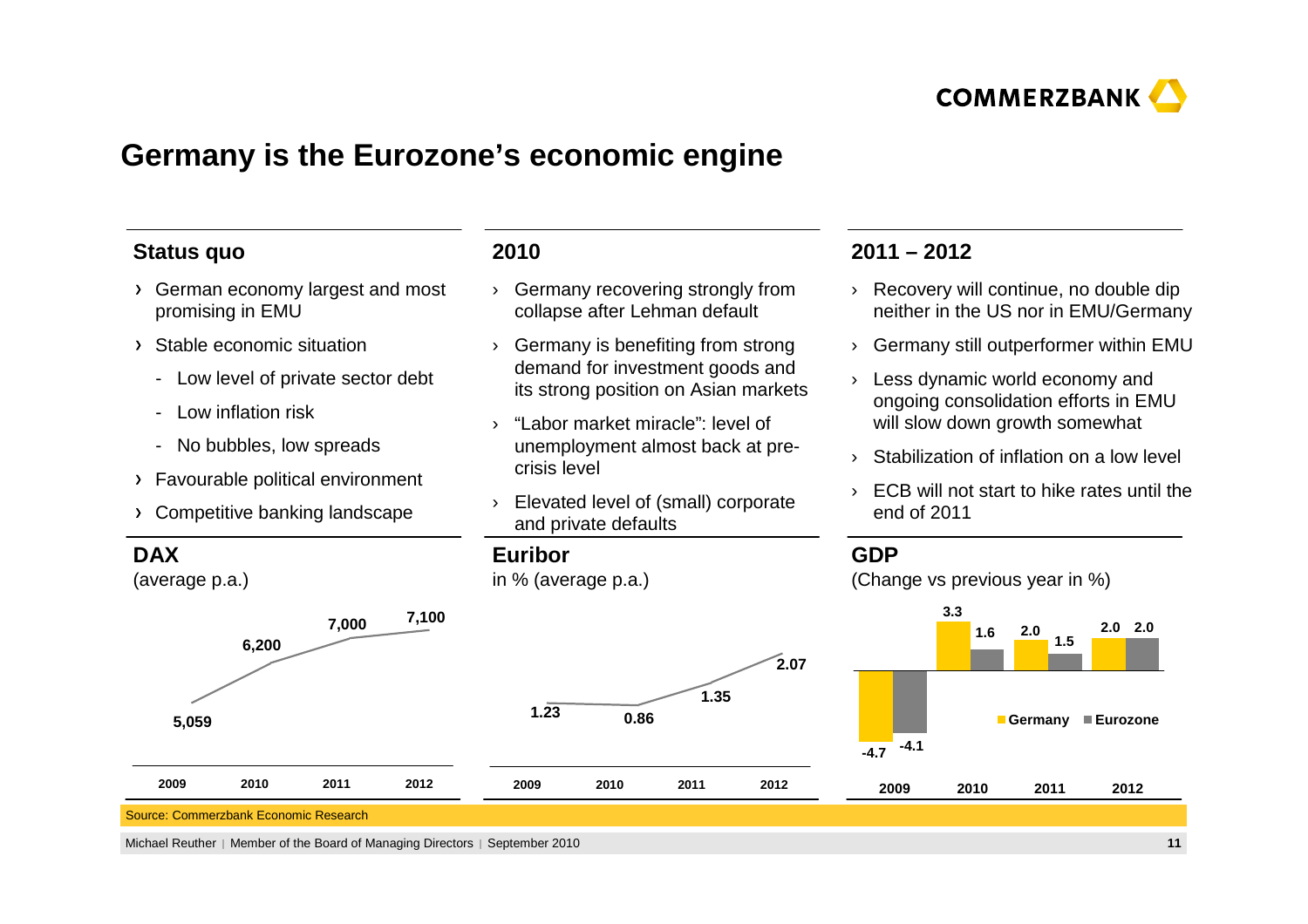# Germany is the Eurozone's economic engine

## Status quo

- German economy largest and most promising in EMU
- Stable economic situation
  - Low level of private sector debt
  - Low inflation risk
  - No bubbles, low spreads
- Favourable political environment
- Competitive banking landscape

## 2010

- Germany recovering strongly from collapse after Lehman default
- Germany is benefiting from strong demand for investment goods and its strong position on Asian markets
- "Labor market miracle": level of unemployment almost back at pre-crisis level
- Elevated level of (small) corporate and private defaults

## 2011 – 2012

- Recovery will continue, no double dip neither in the US nor in EMU/Germany
- Germany still outperformer within EMU
- Less dynamic world economy and ongoing consolidation efforts in EMU will slow down growth somewhat
- Stabilization of inflation on a low level
- ECB will not start to hike rates until the end of 2011

## DAX

(average p.a.)

| 2009 | 2010 | 2011 | 2012 |
|---|---|---|---|
| 5,059 | 6,200 | 7,000 | 7,100 |

## Euribor

in % (average p.a.)

| 2009 | 2010 | 2011 | 2012 |
|---|---|---|---|
| 1.23 | 0.86 | 1.35 | 2.07 |

## GDP

(Change vs previous year in %)

| | 2009 | 2010 | 2011 | 2012 |
|---|---|---|---|---|
| Germany | -4.7 | 3.3 | 2.0 | 2.0 |
| Eurozone | -4.1 | 1.6 | 1.5 | 2.0 |

Source: Commerzbank Economic Research

Michael Reuther | Member of the Board of Managing Directors | September 2010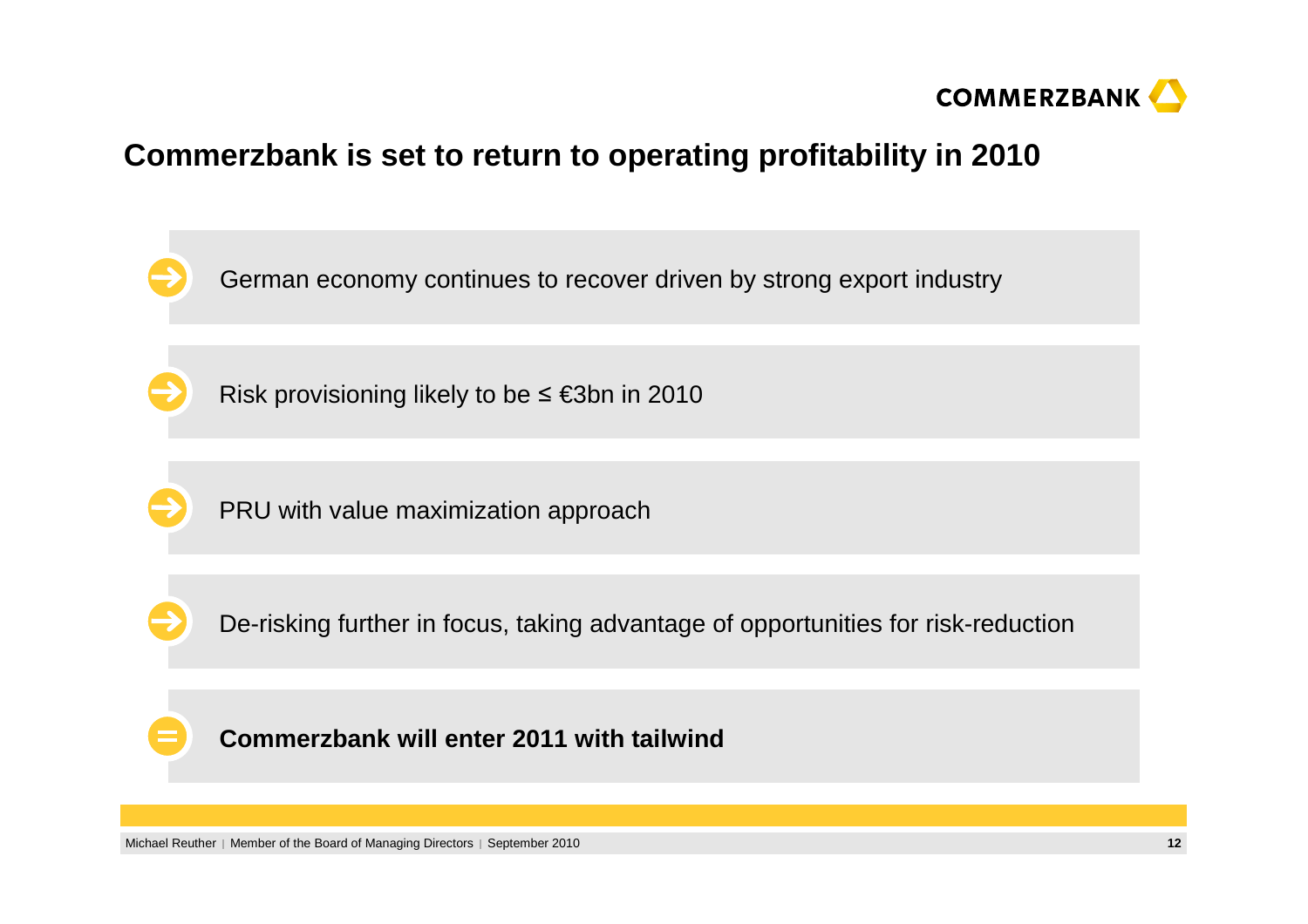# Commerzbank is set to return to operating profitability in 2010

- German economy continues to recover driven by strong export industry
- Risk provisioning likely to be ≤ €3bn in 2010
- PRU with value maximization approach
- De-risking further in focus, taking advantage of opportunities for risk-reduction

**= Commerzbank will enter 2011 with tailwind**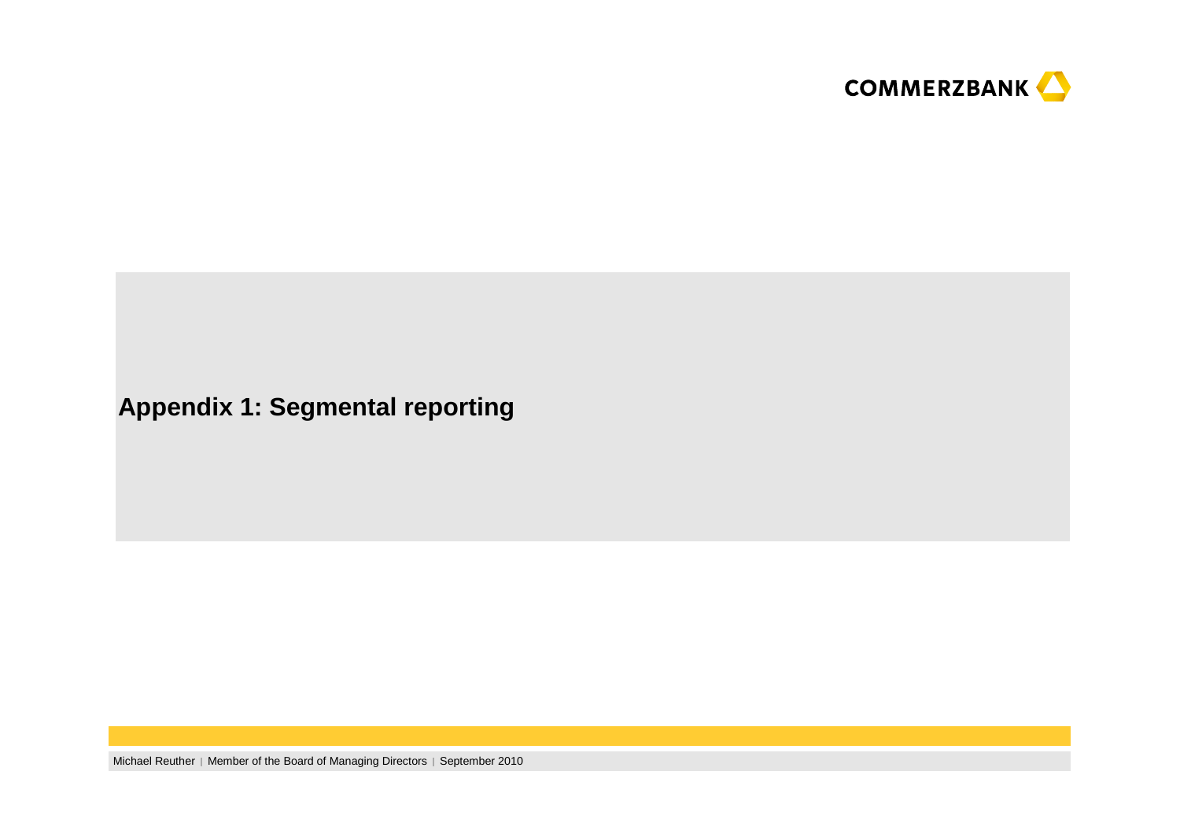# Appendix 1: Segmental reporting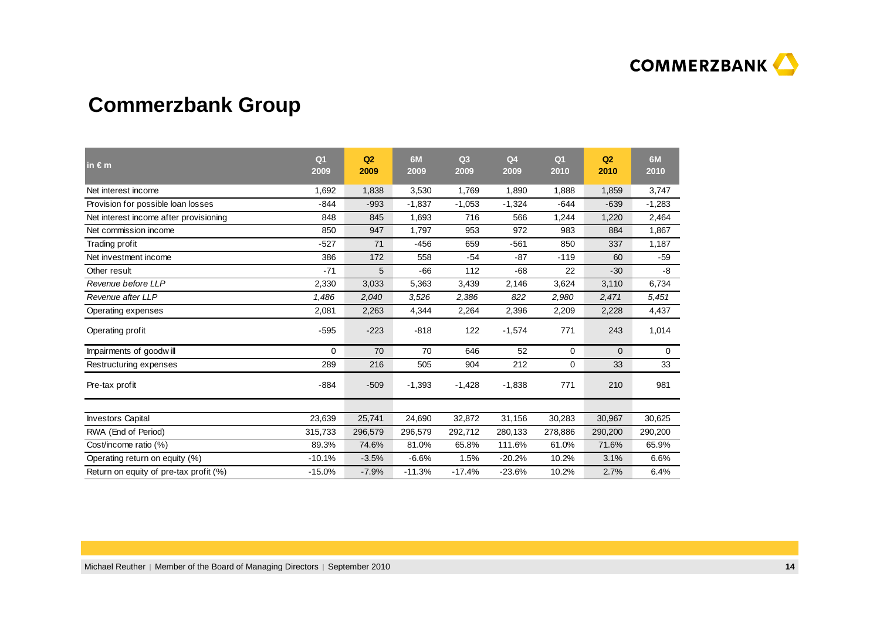# Commerzbank Group

| in € m | Q1 2009 | Q2 2009 | 6M 2009 | Q3 2009 | Q4 2009 | Q1 2010 | Q2 2010 | 6M 2010 |
|---|---|---|---|---|---|---|---|---|
| Net interest income | 1,692 | 1,838 | 3,530 | 1,769 | 1,890 | 1,888 | 1,859 | 3,747 |
| Provision for possible loan losses | -844 | -993 | -1,837 | -1,053 | -1,324 | -644 | -639 | -1,283 |
| Net interest income after provisioning | 848 | 845 | 1,693 | 716 | 566 | 1,244 | 1,220 | 2,464 |
| Net commission income | 850 | 947 | 1,797 | 953 | 972 | 983 | 884 | 1,867 |
| Trading profit | -527 | 71 | -456 | 659 | -561 | 850 | 337 | 1,187 |
| Net investment income | 386 | 172 | 558 | -54 | -87 | -119 | 60 | -59 |
| Other result | -71 | 5 | -66 | 112 | -68 | 22 | -30 | -8 |
| *Revenue before LLP* | 2,330 | 3,033 | 5,363 | 3,439 | 2,146 | 3,624 | 3,110 | 6,734 |
| *Revenue after LLP* | *1,486* | *2,040* | *3,526* | *2,386* | *822* | *2,980* | *2,471* | *5,451* |
| Operating expenses | 2,081 | 2,263 | 4,344 | 2,264 | 2,396 | 2,209 | 2,228 | 4,437 |
| Operating profit | -595 | -223 | -818 | 122 | -1,574 | 771 | 243 | 1,014 |
| Impairments of goodwill | 0 | 70 | 70 | 646 | 52 | 0 | 0 | 0 |
| Restructuring expenses | 289 | 216 | 505 | 904 | 212 | 0 | 33 | 33 |
| Pre-tax profit | -884 | -509 | -1,393 | -1,428 | -1,838 | 771 | 210 | 981 |
| | | | | | | | | |
| Investors Capital | 23,639 | 25,741 | 24,690 | 32,872 | 31,156 | 30,283 | 30,967 | 30,625 |
| RWA (End of Period) | 315,733 | 296,579 | 296,579 | 292,712 | 280,133 | 278,886 | 290,200 | 290,200 |
| Cost/income ratio (%) | 89.3% | 74.6% | 81.0% | 65.8% | 111.6% | 61.0% | 71.6% | 65.9% |
| Operating return on equity (%) | -10.1% | -3.5% | -6.6% | 1.5% | -20.2% | 10.2% | 3.1% | 6.6% |
| Return on equity of pre-tax profit (%) | -15.0% | -7.9% | -11.3% | -17.4% | -23.6% | 10.2% | 2.7% | 6.4% |

Michael Reuther | Member of the Board of Managing Directors | September 2010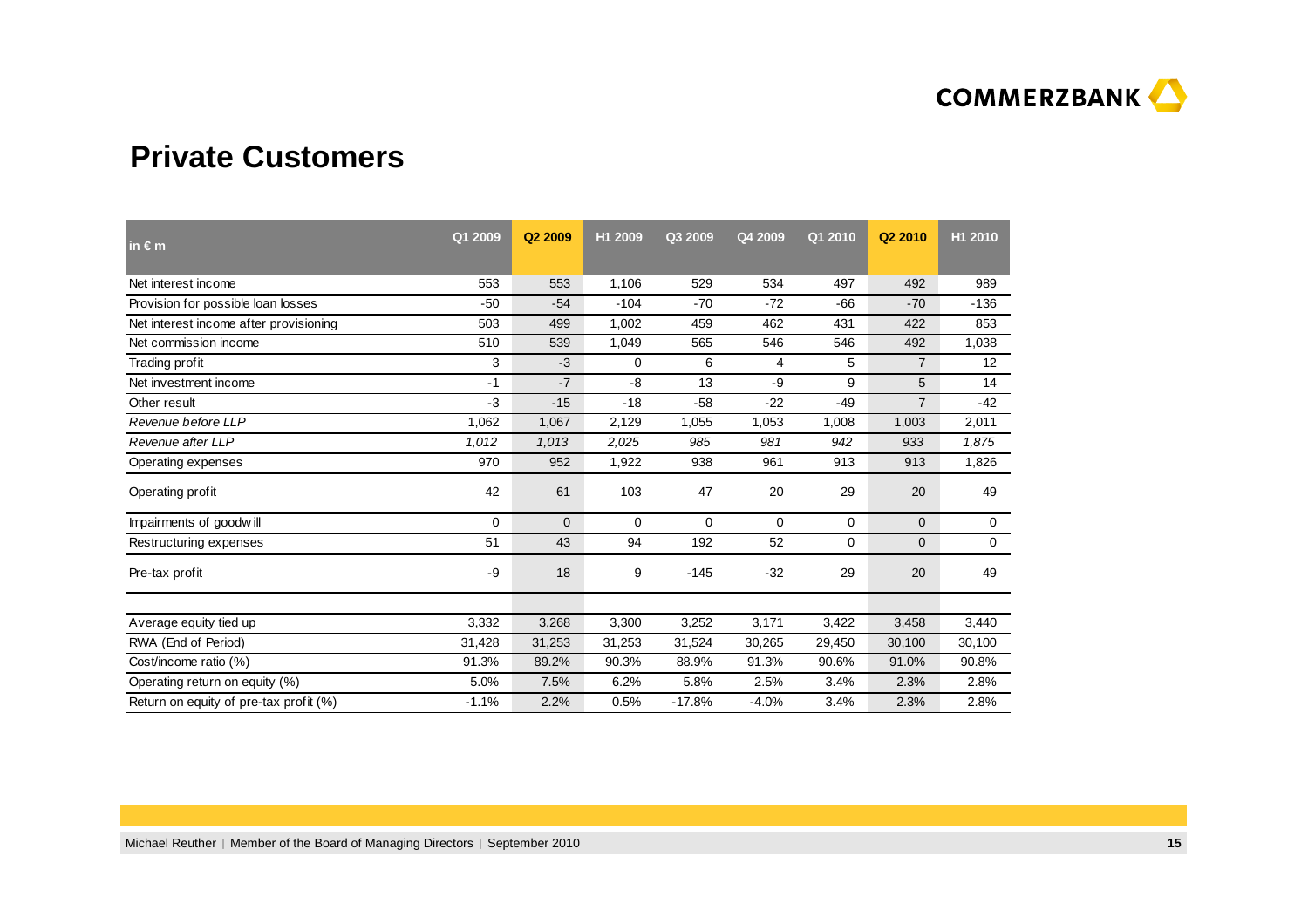## Private Customers

| in € m | Q1 2009 | Q2 2009 | H1 2009 | Q3 2009 | Q4 2009 | Q1 2010 | Q2 2010 | H1 2010 |
|---|---|---|---|---|---|---|---|---|
| Net interest income | 553 | 553 | 1,106 | 529 | 534 | 497 | 492 | 989 |
| Provision for possible loan losses | -50 | -54 | -104 | -70 | -72 | -66 | -70 | -136 |
| Net interest income after provisioning | 503 | 499 | 1,002 | 459 | 462 | 431 | 422 | 853 |
| Net commission income | 510 | 539 | 1,049 | 565 | 546 | 546 | 492 | 1,038 |
| Trading profit | 3 | -3 | 0 | 6 | 4 | 5 | 7 | 12 |
| Net investment income | -1 | -7 | -8 | 13 | -9 | 9 | 5 | 14 |
| Other result | -3 | -15 | -18 | -58 | -22 | -49 | 7 | -42 |
| *Revenue before LLP* | 1,062 | 1,067 | 2,129 | 1,055 | 1,053 | 1,008 | 1,003 | 2,011 |
| *Revenue after LLP* | *1,012* | *1,013* | *2,025* | *985* | *981* | *942* | *933* | *1,875* |
| Operating expenses | 970 | 952 | 1,922 | 938 | 961 | 913 | 913 | 1,826 |
| Operating profit | 42 | 61 | 103 | 47 | 20 | 29 | 20 | 49 |
| Impairments of goodwill | 0 | 0 | 0 | 0 | 0 | 0 | 0 | 0 |
| Restructuring expenses | 51 | 43 | 94 | 192 | 52 | 0 | 0 | 0 |
| Pre-tax profit | -9 | 18 | 9 | -145 | -32 | 29 | 20 | 49 |
| | | | | | | | | |
| Average equity tied up | 3,332 | 3,268 | 3,300 | 3,252 | 3,171 | 3,422 | 3,458 | 3,440 |
| RWA (End of Period) | 31,428 | 31,253 | 31,253 | 31,524 | 30,265 | 29,450 | 30,100 | 30,100 |
| Cost/income ratio (%) | 91.3% | 89.2% | 90.3% | 88.9% | 91.3% | 90.6% | 91.0% | 90.8% |
| Operating return on equity (%) | 5.0% | 7.5% | 6.2% | 5.8% | 2.5% | 3.4% | 2.3% | 2.8% |
| Return on equity of pre-tax profit (%) | -1.1% | 2.2% | 0.5% | -17.8% | -4.0% | 3.4% | 2.3% | 2.8% |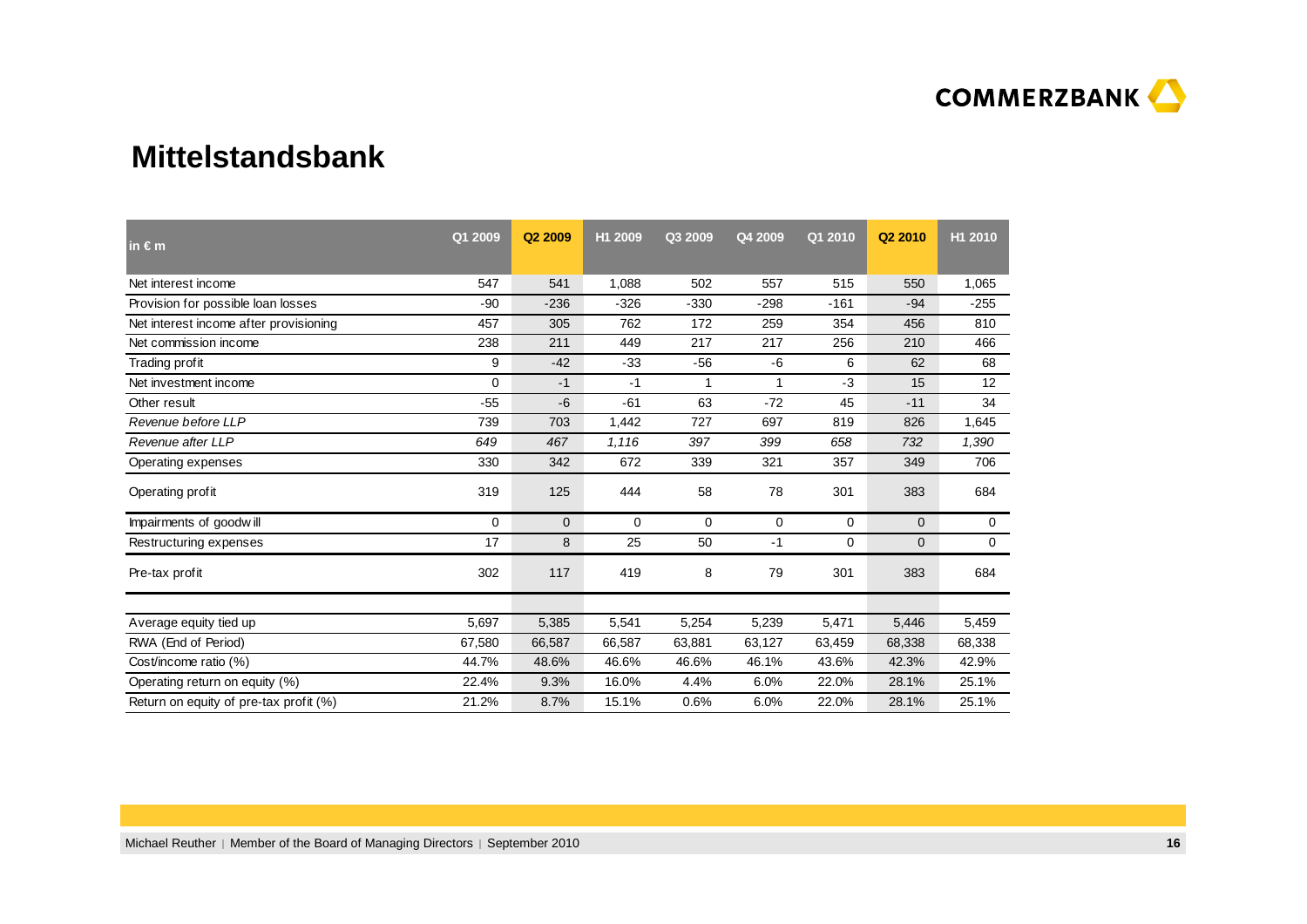# Mittelstandsbank

| in € m | Q1 2009 | Q2 2009 | H1 2009 | Q3 2009 | Q4 2009 | Q1 2010 | Q2 2010 | H1 2010 |
|---|---|---|---|---|---|---|---|---|
| Net interest income | 547 | 541 | 1,088 | 502 | 557 | 515 | 550 | 1,065 |
| Provision for possible loan losses | -90 | -236 | -326 | -330 | -298 | -161 | -94 | -255 |
| Net interest income after provisioning | 457 | 305 | 762 | 172 | 259 | 354 | 456 | 810 |
| Net commission income | 238 | 211 | 449 | 217 | 217 | 256 | 210 | 466 |
| Trading profit | 9 | -42 | -33 | -56 | -6 | 6 | 62 | 68 |
| Net investment income | 0 | -1 | -1 | 1 | 1 | -3 | 15 | 12 |
| Other result | -55 | -6 | -61 | 63 | -72 | 45 | -11 | 34 |
| *Revenue before LLP* | 739 | 703 | 1,442 | 727 | 697 | 819 | 826 | 1,645 |
| *Revenue after LLP* | *649* | *467* | *1,116* | *397* | *399* | *658* | *732* | *1,390* |
| Operating expenses | 330 | 342 | 672 | 339 | 321 | 357 | 349 | 706 |
| Operating profit | 319 | 125 | 444 | 58 | 78 | 301 | 383 | 684 |
| Impairments of goodwill | 0 | 0 | 0 | 0 | 0 | 0 | 0 | 0 |
| Restructuring expenses | 17 | 8 | 25 | 50 | -1 | 0 | 0 | 0 |
| Pre-tax profit | 302 | 117 | 419 | 8 | 79 | 301 | 383 | 684 |
| | | | | | | | | |
| Average equity tied up | 5,697 | 5,385 | 5,541 | 5,254 | 5,239 | 5,471 | 5,446 | 5,459 |
| RWA (End of Period) | 67,580 | 66,587 | 66,587 | 63,881 | 63,127 | 63,459 | 68,338 | 68,338 |
| Cost/income ratio (%) | 44.7% | 48.6% | 46.6% | 46.6% | 46.1% | 43.6% | 42.3% | 42.9% |
| Operating return on equity (%) | 22.4% | 9.3% | 16.0% | 4.4% | 6.0% | 22.0% | 28.1% | 25.1% |
| Return on equity of pre-tax profit (%) | 21.2% | 8.7% | 15.1% | 0.6% | 6.0% | 22.0% | 28.1% | 25.1% |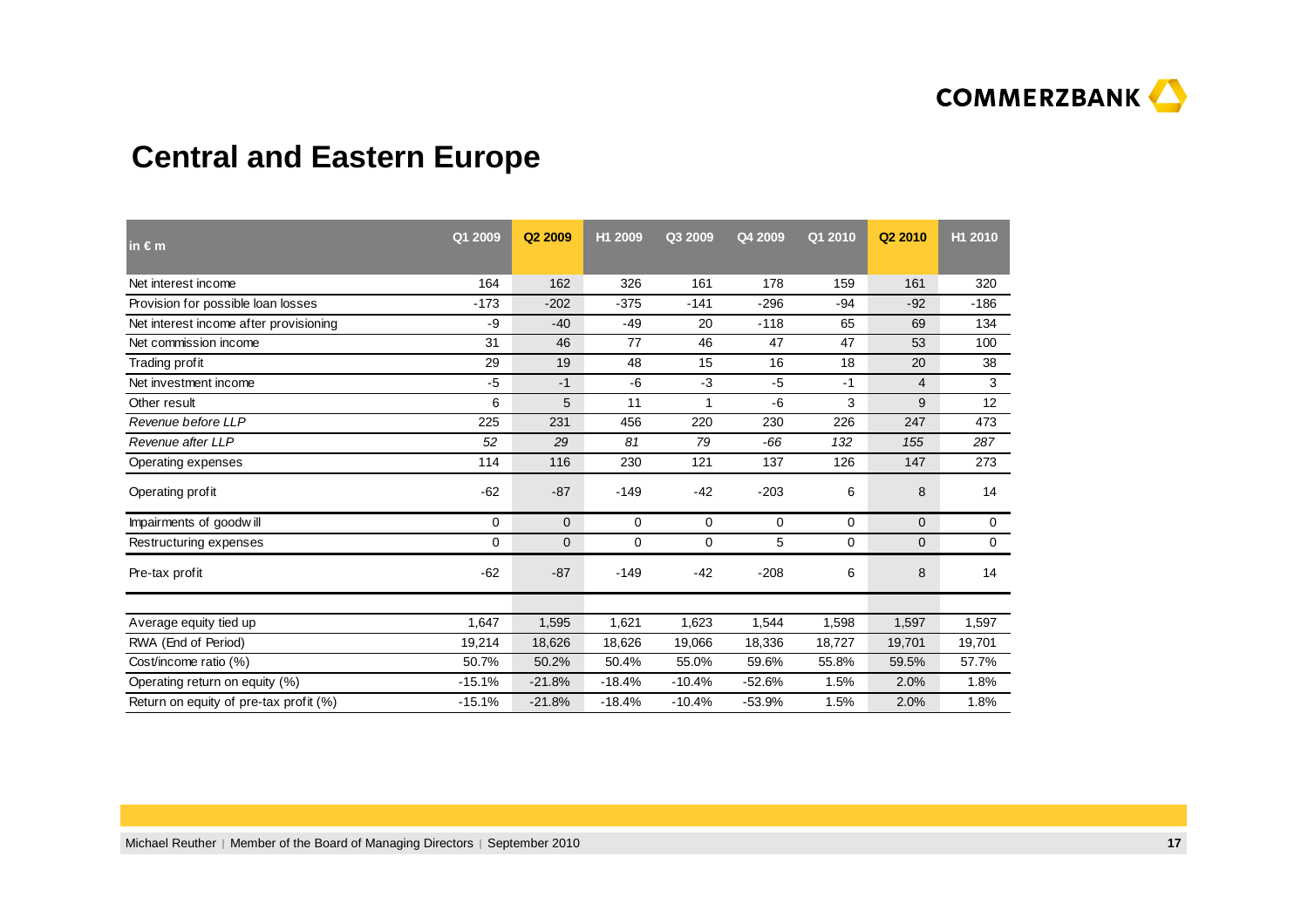# Central and Eastern Europe

| in € m | Q1 2009 | Q2 2009 | H1 2009 | Q3 2009 | Q4 2009 | Q1 2010 | Q2 2010 | H1 2010 |
|---|---|---|---|---|---|---|---|---|
| Net interest income | 164 | 162 | 326 | 161 | 178 | 159 | 161 | 320 |
| Provision for possible loan losses | -173 | -202 | -375 | -141 | -296 | -94 | -92 | -186 |
| Net interest income after provisioning | -9 | -40 | -49 | 20 | -118 | 65 | 69 | 134 |
| Net commission income | 31 | 46 | 77 | 46 | 47 | 47 | 53 | 100 |
| Trading profit | 29 | 19 | 48 | 15 | 16 | 18 | 20 | 38 |
| Net investment income | -5 | -1 | -6 | -3 | -5 | -1 | 4 | 3 |
| Other result | 6 | 5 | 11 | 1 | -6 | 3 | 9 | 12 |
| *Revenue before LLP* | 225 | 231 | 456 | 220 | 230 | 226 | 247 | 473 |
| *Revenue after LLP* | *52* | *29* | *81* | *79* | *-66* | *132* | *155* | *287* |
| Operating expenses | 114 | 116 | 230 | 121 | 137 | 126 | 147 | 273 |
| Operating profit | -62 | -87 | -149 | -42 | -203 | 6 | 8 | 14 |
| Impairments of goodwill | 0 | 0 | 0 | 0 | 0 | 0 | 0 | 0 |
| Restructuring expenses | 0 | 0 | 0 | 0 | 5 | 0 | 0 | 0 |
| Pre-tax profit | -62 | -87 | -149 | -42 | -208 | 6 | 8 | 14 |
| | | | | | | | | |
| Average equity tied up | 1,647 | 1,595 | 1,621 | 1,623 | 1,544 | 1,598 | 1,597 | 1,597 |
| RWA (End of Period) | 19,214 | 18,626 | 18,626 | 19,066 | 18,336 | 18,727 | 19,701 | 19,701 |
| Cost/income ratio (%) | 50.7% | 50.2% | 50.4% | 55.0% | 59.6% | 55.8% | 59.5% | 57.7% |
| Operating return on equity (%) | -15.1% | -21.8% | -18.4% | -10.4% | -52.6% | 1.5% | 2.0% | 1.8% |
| Return on equity of pre-tax profit (%) | -15.1% | -21.8% | -18.4% | -10.4% | -53.9% | 1.5% | 2.0% | 1.8% |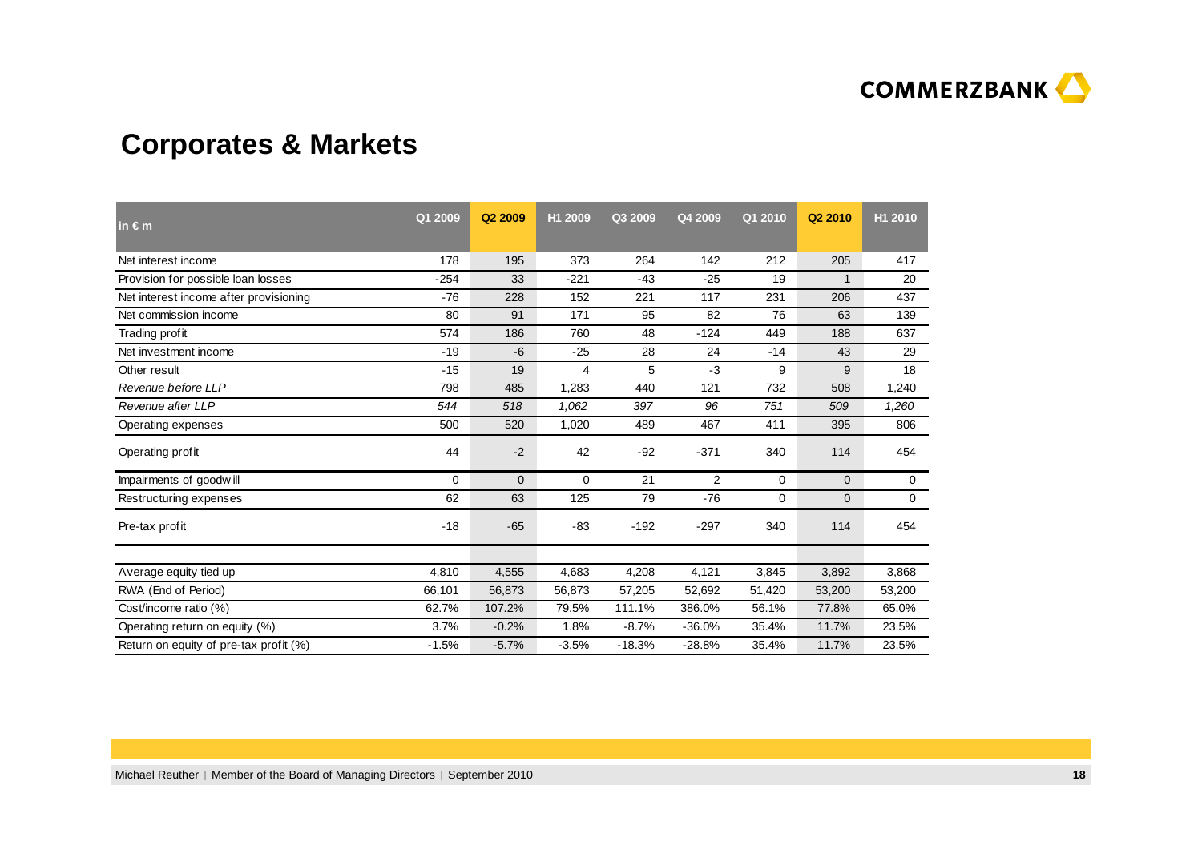# Corporates & Markets

| in € m | Q1 2009 | Q2 2009 | H1 2009 | Q3 2009 | Q4 2009 | Q1 2010 | Q2 2010 | H1 2010 |
|---|---|---|---|---|---|---|---|---|
| Net interest income | 178 | 195 | 373 | 264 | 142 | 212 | 205 | 417 |
| Provision for possible loan losses | -254 | 33 | -221 | -43 | -25 | 19 | 1 | 20 |
| Net interest income after provisioning | -76 | 228 | 152 | 221 | 117 | 231 | 206 | 437 |
| Net commission income | 80 | 91 | 171 | 95 | 82 | 76 | 63 | 139 |
| Trading profit | 574 | 186 | 760 | 48 | -124 | 449 | 188 | 637 |
| Net investment income | -19 | -6 | -25 | 28 | 24 | -14 | 43 | 29 |
| Other result | -15 | 19 | 4 | 5 | -3 | 9 | 9 | 18 |
| *Revenue before LLP* | 798 | 485 | 1,283 | 440 | 121 | 732 | 508 | 1,240 |
| *Revenue after LLP* | *544* | *518* | *1,062* | *397* | *96* | *751* | *509* | *1,260* |
| Operating expenses | 500 | 520 | 1,020 | 489 | 467 | 411 | 395 | 806 |
| Operating profit | 44 | -2 | 42 | -92 | -371 | 340 | 114 | 454 |
| Impairments of goodwill | 0 | 0 | 0 | 21 | 2 | 0 | 0 | 0 |
| Restructuring expenses | 62 | 63 | 125 | 79 | -76 | 0 | 0 | 0 |
| Pre-tax profit | -18 | -65 | -83 | -192 | -297 | 340 | 114 | 454 |
| | | | | | | | | |
| Average equity tied up | 4,810 | 4,555 | 4,683 | 4,208 | 4,121 | 3,845 | 3,892 | 3,868 |
| RWA (End of Period) | 66,101 | 56,873 | 56,873 | 57,205 | 52,692 | 51,420 | 53,200 | 53,200 |
| Cost/income ratio (%) | 62.7% | 107.2% | 79.5% | 111.1% | 386.0% | 56.1% | 77.8% | 65.0% |
| Operating return on equity (%) | 3.7% | -0.2% | 1.8% | -8.7% | -36.0% | 35.4% | 11.7% | 23.5% |
| Return on equity of pre-tax profit (%) | -1.5% | -5.7% | -3.5% | -18.3% | -28.8% | 35.4% | 11.7% | 23.5% |

Michael Reuther | Member of the Board of Managing Directors | September 2010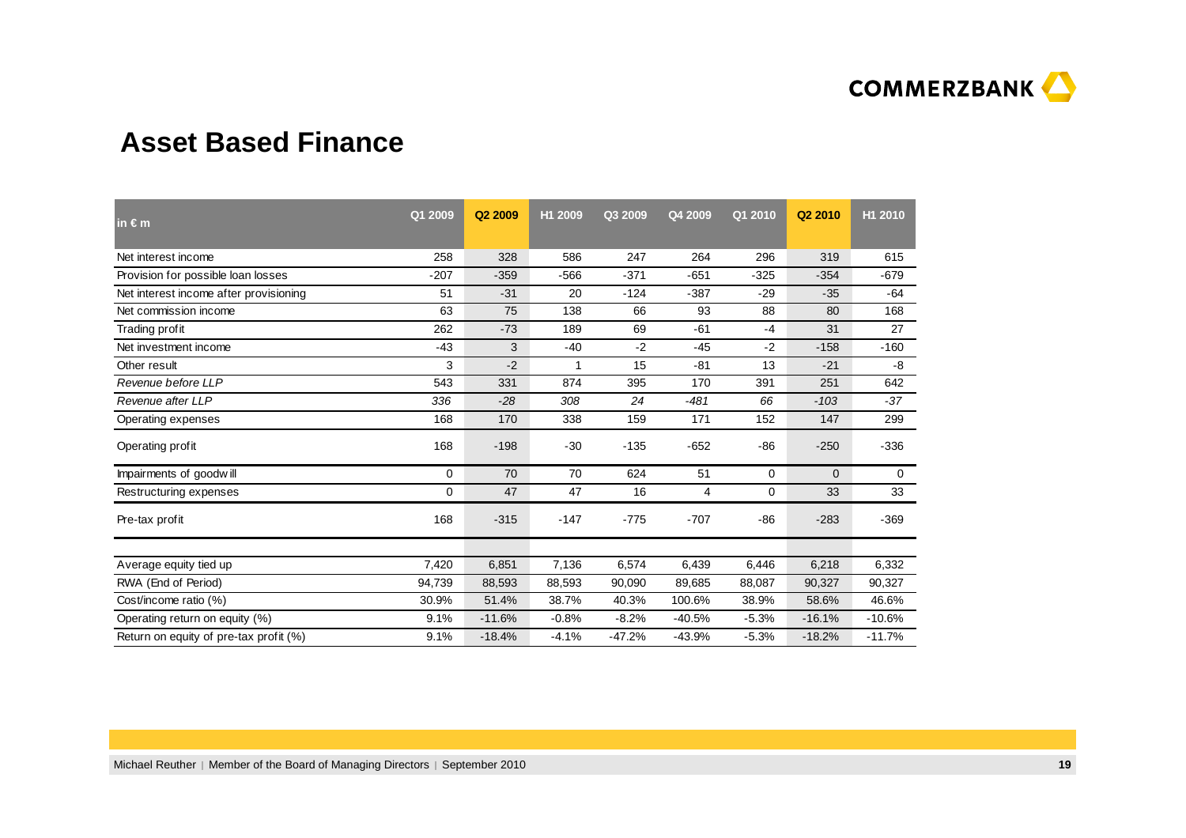# Asset Based Finance

| in € m | Q1 2009 | Q2 2009 | H1 2009 | Q3 2009 | Q4 2009 | Q1 2010 | Q2 2010 | H1 2010 |
|---|---|---|---|---|---|---|---|---|
| Net interest income | 258 | 328 | 586 | 247 | 264 | 296 | 319 | 615 |
| Provision for possible loan losses | -207 | -359 | -566 | -371 | -651 | -325 | -354 | -679 |
| Net interest income after provisioning | 51 | -31 | 20 | -124 | -387 | -29 | -35 | -64 |
| Net commission income | 63 | 75 | 138 | 66 | 93 | 88 | 80 | 168 |
| Trading profit | 262 | -73 | 189 | 69 | -61 | -4 | 31 | 27 |
| Net investment income | -43 | 3 | -40 | -2 | -45 | -2 | -158 | -160 |
| Other result | 3 | -2 | 1 | 15 | -81 | 13 | -21 | -8 |
| *Revenue before LLP* | 543 | 331 | 874 | 395 | 170 | 391 | 251 | 642 |
| *Revenue after LLP* | *336* | *-28* | *308* | *24* | *-481* | *66* | *-103* | *-37* |
| Operating expenses | 168 | 170 | 338 | 159 | 171 | 152 | 147 | 299 |
| Operating profit | 168 | -198 | -30 | -135 | -652 | -86 | -250 | -336 |
| Impairments of goodwill | 0 | 70 | 70 | 624 | 51 | 0 | 0 | 0 |
| Restructuring expenses | 0 | 47 | 47 | 16 | 4 | 0 | 33 | 33 |
| Pre-tax profit | 168 | -315 | -147 | -775 | -707 | -86 | -283 | -369 |
| | | | | | | | | |
| Average equity tied up | 7,420 | 6,851 | 7,136 | 6,574 | 6,439 | 6,446 | 6,218 | 6,332 |
| RWA (End of Period) | 94,739 | 88,593 | 88,593 | 90,090 | 89,685 | 88,087 | 90,327 | 90,327 |
| Cost/income ratio (%) | 30.9% | 51.4% | 38.7% | 40.3% | 100.6% | 38.9% | 58.6% | 46.6% |
| Operating return on equity (%) | 9.1% | -11.6% | -0.8% | -8.2% | -40.5% | -5.3% | -16.1% | -10.6% |
| Return on equity of pre-tax profit (%) | 9.1% | -18.4% | -4.1% | -47.2% | -43.9% | -5.3% | -18.2% | -11.7% |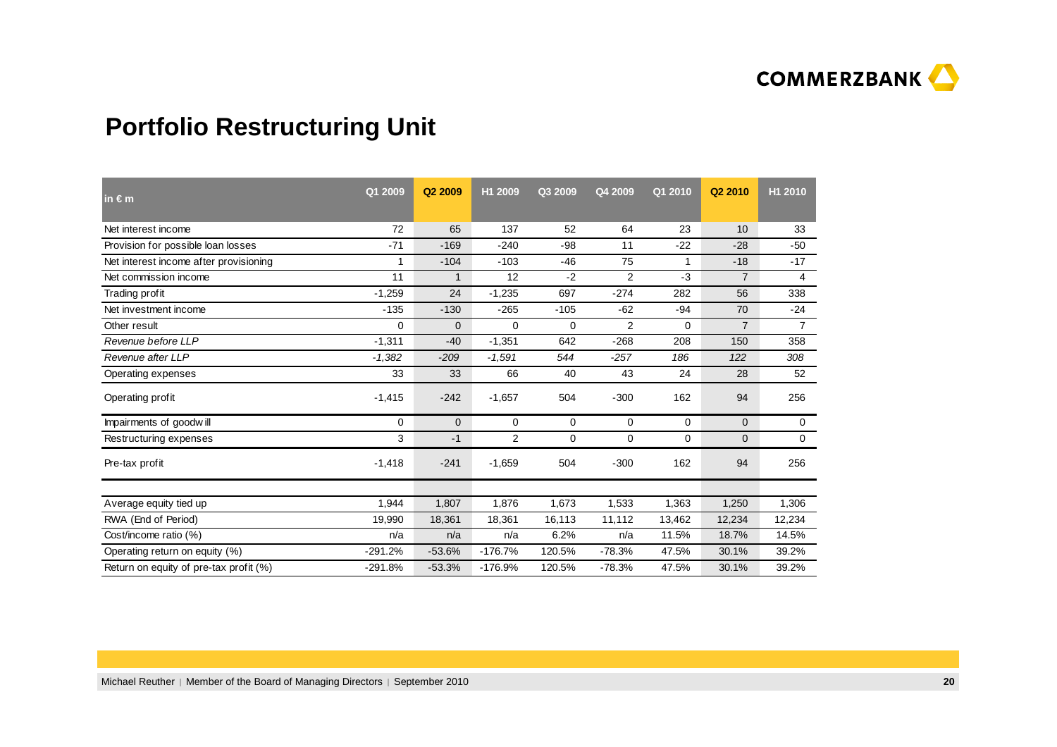# Portfolio Restructuring Unit

| in € m | Q1 2009 | Q2 2009 | H1 2009 | Q3 2009 | Q4 2009 | Q1 2010 | Q2 2010 | H1 2010 |
|---|---|---|---|---|---|---|---|---|
| Net interest income | 72 | 65 | 137 | 52 | 64 | 23 | 10 | 33 |
| Provision for possible loan losses | -71 | -169 | -240 | -98 | 11 | -22 | -28 | -50 |
| Net interest income after provisioning | 1 | -104 | -103 | -46 | 75 | 1 | -18 | -17 |
| Net commission income | 11 | 1 | 12 | -2 | 2 | -3 | 7 | 4 |
| Trading profit | -1,259 | 24 | -1,235 | 697 | -274 | 282 | 56 | 338 |
| Net investment income | -135 | -130 | -265 | -105 | -62 | -94 | 70 | -24 |
| Other result | 0 | 0 | 0 | 0 | 2 | 0 | 7 | 7 |
| *Revenue before LLP* | -1,311 | -40 | -1,351 | 642 | -268 | 208 | 150 | 358 |
| *Revenue after LLP* | *-1,382* | *-209* | *-1,591* | *544* | *-257* | *186* | *122* | *308* |
| Operating expenses | 33 | 33 | 66 | 40 | 43 | 24 | 28 | 52 |
| Operating profit | -1,415 | -242 | -1,657 | 504 | -300 | 162 | 94 | 256 |
| Impairments of goodwill | 0 | 0 | 0 | 0 | 0 | 0 | 0 | 0 |
| Restructuring expenses | 3 | -1 | 2 | 0 | 0 | 0 | 0 | 0 |
| Pre-tax profit | -1,418 | -241 | -1,659 | 504 | -300 | 162 | 94 | 256 |
| | | | | | | | | |
| Average equity tied up | 1,944 | 1,807 | 1,876 | 1,673 | 1,533 | 1,363 | 1,250 | 1,306 |
| RWA (End of Period) | 19,990 | 18,361 | 18,361 | 16,113 | 11,112 | 13,462 | 12,234 | 12,234 |
| Cost/income ratio (%) | n/a | n/a | n/a | 6.2% | n/a | 11.5% | 18.7% | 14.5% |
| Operating return on equity (%) | -291.2% | -53.6% | -176.7% | 120.5% | -78.3% | 47.5% | 30.1% | 39.2% |
| Return on equity of pre-tax profit (%) | -291.8% | -53.3% | -176.9% | 120.5% | -78.3% | 47.5% | 30.1% | 39.2% |

Michael Reuther | Member of the Board of Managing Directors | September 2010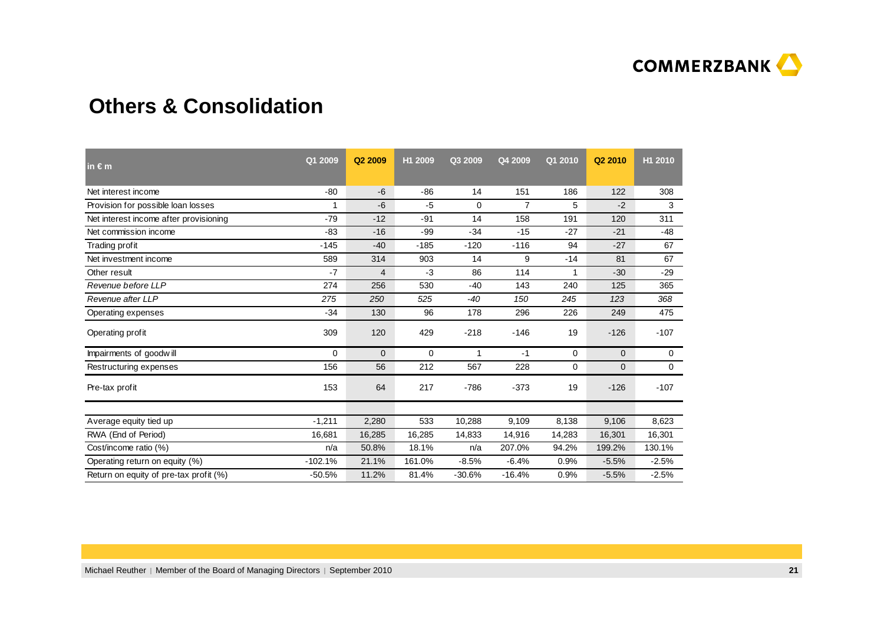# Others & Consolidation

| in € m | Q1 2009 | Q2 2009 | H1 2009 | Q3 2009 | Q4 2009 | Q1 2010 | Q2 2010 | H1 2010 |
|---|---|---|---|---|---|---|---|---|
| Net interest income | -80 | -6 | -86 | 14 | 151 | 186 | 122 | 308 |
| Provision for possible loan losses | 1 | -6 | -5 | 0 | 7 | 5 | -2 | 3 |
| Net interest income after provisioning | -79 | -12 | -91 | 14 | 158 | 191 | 120 | 311 |
| Net commission income | -83 | -16 | -99 | -34 | -15 | -27 | -21 | -48 |
| Trading profit | -145 | -40 | -185 | -120 | -116 | 94 | -27 | 67 |
| Net investment income | 589 | 314 | 903 | 14 | 9 | -14 | 81 | 67 |
| Other result | -7 | 4 | -3 | 86 | 114 | 1 | -30 | -29 |
| *Revenue before LLP* | 274 | 256 | 530 | -40 | 143 | 240 | 125 | 365 |
| *Revenue after LLP* | *275* | *250* | *525* | *-40* | *150* | *245* | *123* | *368* |
| Operating expenses | -34 | 130 | 96 | 178 | 296 | 226 | 249 | 475 |
| Operating profit | 309 | 120 | 429 | -218 | -146 | 19 | -126 | -107 |
| Impairments of goodwill | 0 | 0 | 0 | 1 | -1 | 0 | 0 | 0 |
| Restructuring expenses | 156 | 56 | 212 | 567 | 228 | 0 | 0 | 0 |
| Pre-tax profit | 153 | 64 | 217 | -786 | -373 | 19 | -126 | -107 |
| | | | | | | | | |
| Average equity tied up | -1,211 | 2,280 | 533 | 10,288 | 9,109 | 8,138 | 9,106 | 8,623 |
| RWA (End of Period) | 16,681 | 16,285 | 16,285 | 14,833 | 14,916 | 14,283 | 16,301 | 16,301 |
| Cost/income ratio (%) | n/a | 50.8% | 18.1% | n/a | 207.0% | 94.2% | 199.2% | 130.1% |
| Operating return on equity (%) | -102.1% | 21.1% | 161.0% | -8.5% | -6.4% | 0.9% | -5.5% | -2.5% |
| Return on equity of pre-tax profit (%) | -50.5% | 11.2% | 81.4% | -30.6% | -16.4% | 0.9% | -5.5% | -2.5% |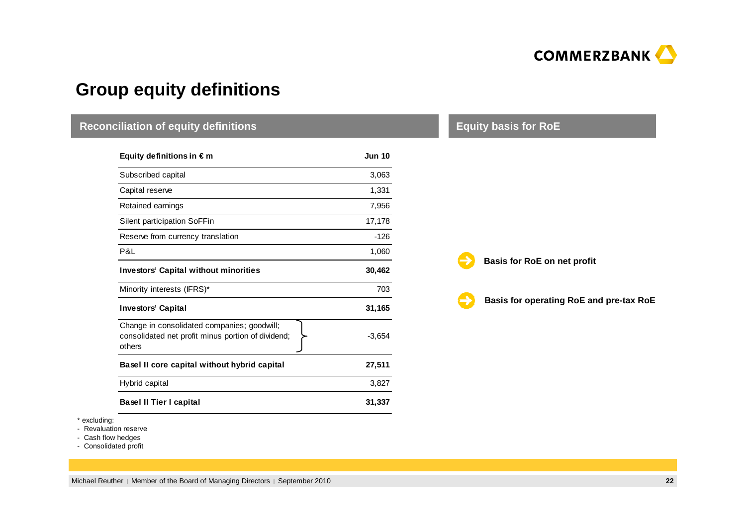# Group equity definitions

## Reconciliation of equity definitions

| Equity definitions in € m | Jun 10 |
|---|---|
| Subscribed capital | 3,063 |
| Capital reserve | 1,331 |
| Retained earnings | 7,956 |
| Silent participation SoFFin | 17,178 |
| Reserve from currency translation | -126 |
| P&L | 1,060 |
| **Investors' Capital without minorities** | **30,462** |
| Minority interests (IFRS)* | 703 |
| **Investors' Capital** | **31,165** |
| Change in consolidated companies; goodwill; consolidated net profit minus portion of dividend; others | -3,654 |
| **Basel II core capital without hybrid capital** | **27,511** |
| Hybrid capital | 3,827 |
| **Basel II Tier I capital** | **31,337** |

\* excluding:
- Revaluation reserve
- Cash flow hedges
- Consolidated profit

## Equity basis for RoE

- **Basis for RoE on net profit**
- **Basis for operating RoE and pre-tax RoE**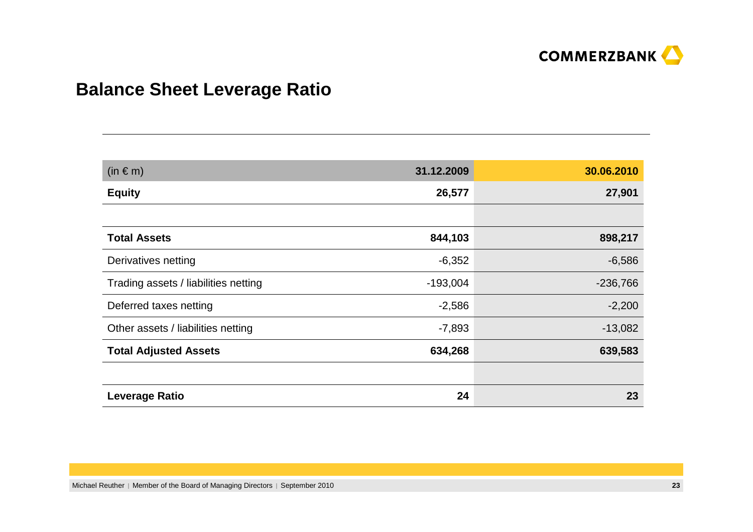## Balance Sheet Leverage Ratio

| (in € m) | 31.12.2009 | 30.06.2010 |
|---|---|---|
| **Equity** | **26,577** | **27,901** |
| | | |
| **Total Assets** | **844,103** | **898,217** |
| Derivatives netting | -6,352 | -6,586 |
| Trading assets / liabilities netting | -193,004 | -236,766 |
| Deferred taxes netting | -2,586 | -2,200 |
| Other assets / liabilities netting | -7,893 | -13,082 |
| **Total Adjusted Assets** | **634,268** | **639,583** |
| | | |
| **Leverage Ratio** | **24** | **23** |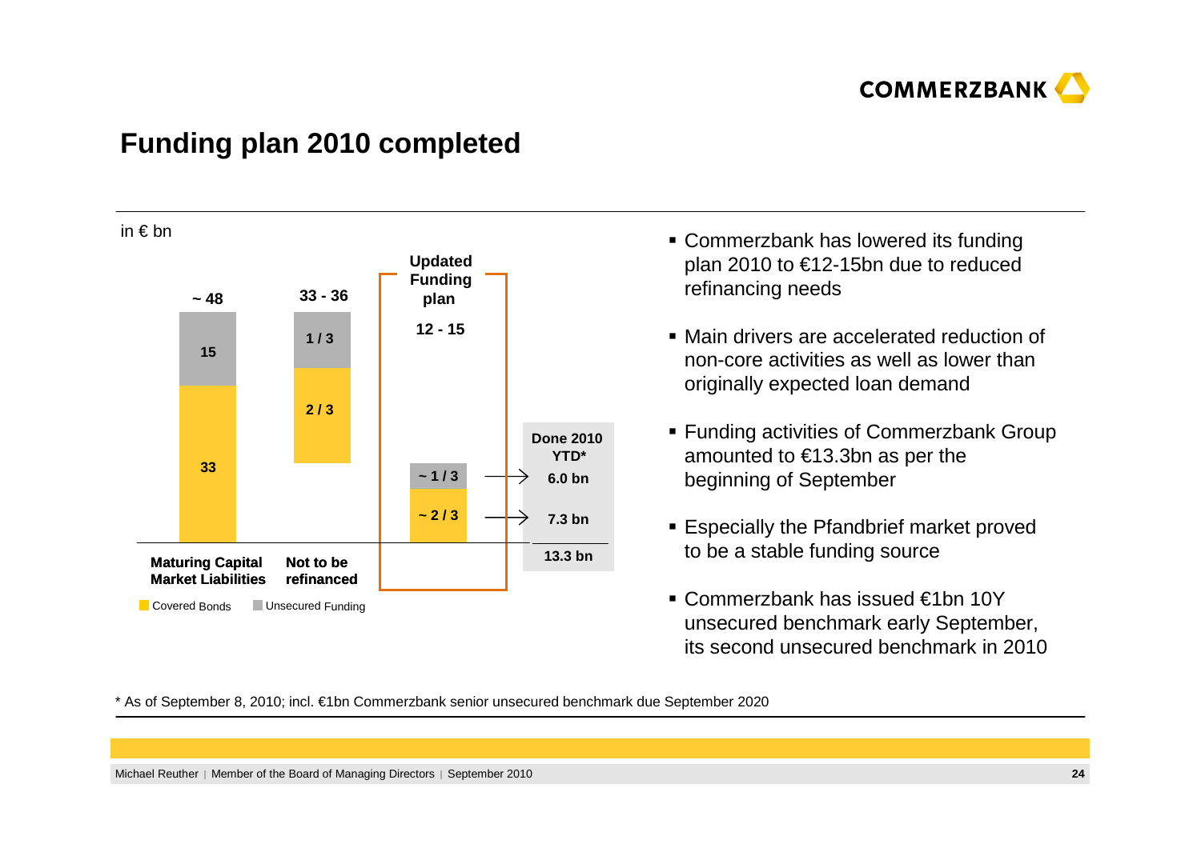## Funding plan 2010 completed

in € bn

| | Maturing Capital Market Liabilities | Not to be refinanced | Updated Funding plan | Done 2010 YTD* |
|---|---|---|---|---|
| Total | ~ 48 | 33 - 36 | 12 - 15 | 13.3 bn |
| Unsecured Funding | 15 | 1 / 3 | ~ 1 / 3 | 6.0 bn |
| Covered Bonds | 33 | 2 / 3 | ~ 2 / 3 | 7.3 bn |

- Commerzbank has lowered its funding plan 2010 to €12-15bn due to reduced refinancing needs
- Main drivers are accelerated reduction of non-core activities as well as lower than originally expected loan demand
- Funding activities of Commerzbank Group amounted to €13.3bn as per the beginning of September
- Especially the Pfandbrief market proved to be a stable funding source
- Commerzbank has issued €1bn 10Y unsecured benchmark early September, its second unsecured benchmark in 2010

* As of September 8, 2010; incl. €1bn Commerzbank senior unsecured benchmark due September 2020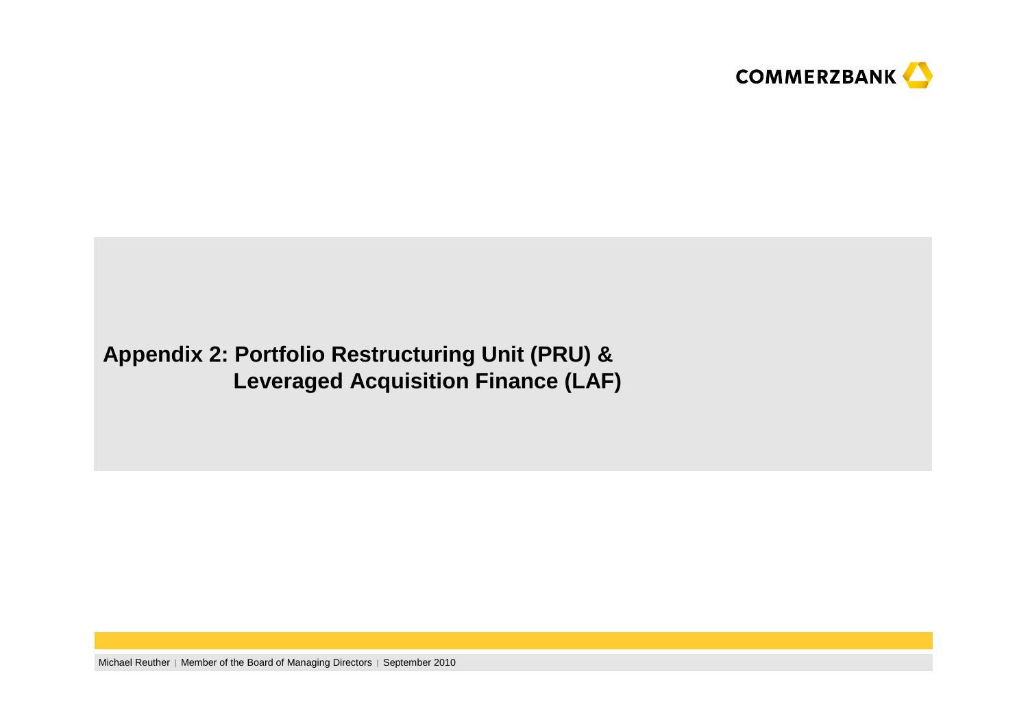# Appendix 2: Portfolio Restructuring Unit (PRU) & Leveraged Acquisition Finance (LAF)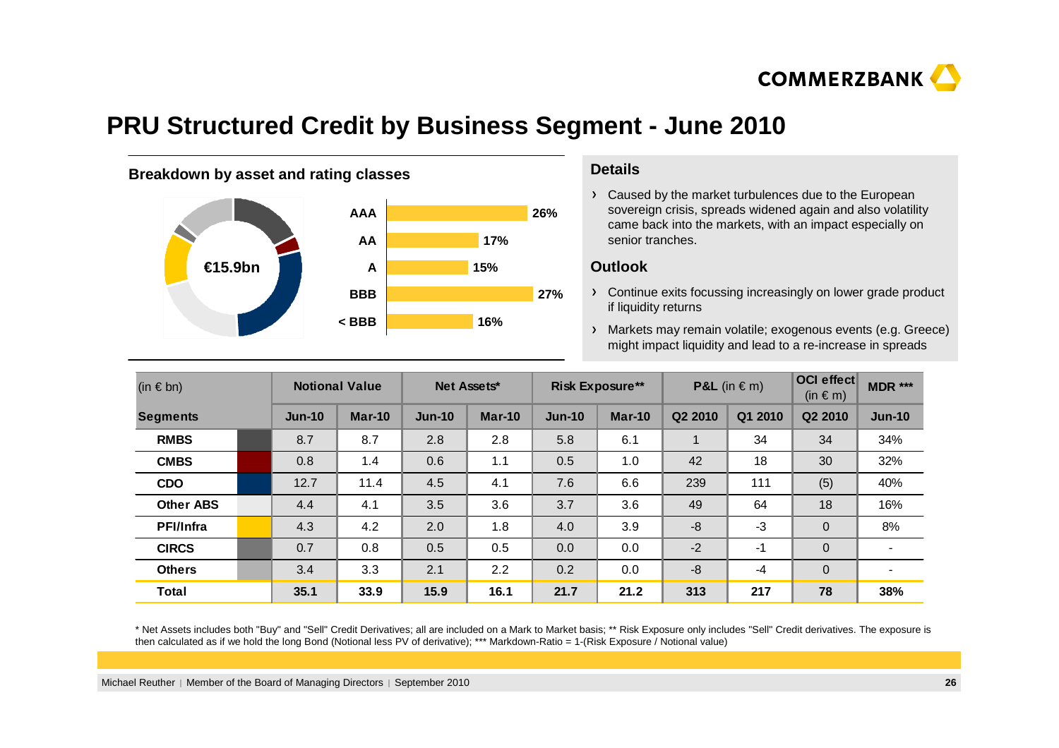# PRU Structured Credit by Business Segment - June 2010

## Breakdown by asset and rating classes

€15.9bn

| Rating | Share |
|---|---|
| AAA | 26% |
| AA | 17% |
| A | 15% |
| BBB | 27% |
| < BBB | 16% |

## Details

- Caused by the market turbulences due to the European sovereign crisis, spreads widened again and also volatility came back into the markets, with an impact especially on senior tranches.

## Outlook

- Continue exits focussing increasingly on lower grade product if liquidity returns
- Markets may remain volatile; exogenous events (e.g. Greece) might impact liquidity and lead to a re-increase in spreads

| (in € bn) | Notional Value | | Net Assets* | | Risk Exposure** | | P&L (in € m) | | OCI effect (in € m) | MDR *** |
|---|---|---|---|---|---|---|---|---|---|---|
| **Segments** | **Jun-10** | **Mar-10** | **Jun-10** | **Mar-10** | **Jun-10** | **Mar-10** | **Q2 2010** | **Q1 2010** | **Q2 2010** | **Jun-10** |
| **RMBS** | 8.7 | 8.7 | 2.8 | 2.8 | 5.8 | 6.1 | 1 | 34 | 34 | 34% |
| **CMBS** | 0.8 | 1.4 | 0.6 | 1.1 | 0.5 | 1.0 | 42 | 18 | 30 | 32% |
| **CDO** | 12.7 | 11.4 | 4.5 | 4.1 | 7.6 | 6.6 | 239 | 111 | (5) | 40% |
| **Other ABS** | 4.4 | 4.1 | 3.5 | 3.6 | 3.7 | 3.6 | 49 | 64 | 18 | 16% |
| **PFI/Infra** | 4.3 | 4.2 | 2.0 | 1.8 | 4.0 | 3.9 | -8 | -3 | 0 | 8% |
| **CIRCS** | 0.7 | 0.8 | 0.5 | 0.5 | 0.0 | 0.0 | -2 | -1 | 0 | - |
| **Others** | 3.4 | 3.3 | 2.1 | 2.2 | 0.2 | 0.0 | -8 | -4 | 0 | - |
| **Total** | **35.1** | **33.9** | **15.9** | **16.1** | **21.7** | **21.2** | **313** | **217** | **78** | **38%** |

\* Net Assets includes both "Buy" and "Sell" Credit Derivatives; all are included on a Mark to Market basis; ** Risk Exposure only includes "Sell" Credit derivatives. The exposure is then calculated as if we hold the long Bond (Notional less PV of derivative); *** Markdown-Ratio = 1-(Risk Exposure / Notional value)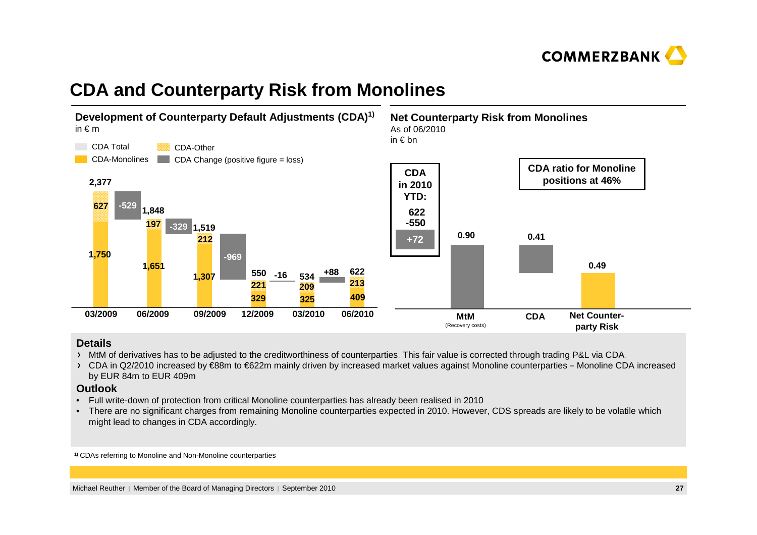# CDA and Counterparty Risk from Monolines

## Development of Counterparty Default Adjustments (CDA)[1)]

in € m

Legend: CDA Total; CDA-Other; CDA-Monolines; CDA Change (positive figure = loss)

| | 03/2009 | | 06/2009 | | 09/2009 | | 12/2009 | | 03/2010 | | 06/2010 |
|---|---|---|---|---|---|---|---|---|---|---|---|
| CDA Total | 2,377 | | 1,848 | | 1,519 | | 550 | | 534 | | 622 |
| CDA-Other | 627 | | 197 | | 212 | | 221 | | 209 | | 213 |
| CDA-Monolines | 1,750 | | 1,651 | | 1,307 | | 329 | | 325 | | 409 |
| CDA Change | | -529 | | -329 | | -969 | | -16 | | +88 | |

## Net Counterparty Risk from Monolines

As of 06/2010

in € bn

**CDA in 2010 YTD:**
622
-550
**+72**

**CDA ratio for Monoline positions at 46%**

| MtM (Recovery costs) | CDA | Net Counter-party Risk |
|---|---|---|
| 0.90 | 0.41 | 0.49 |

### Details

- MtM of derivatives has to be adjusted to the creditworthiness of counterparties. This fair value is corrected through trading P&L via CDA.
- CDA in Q2/2010 increased by €88m to €622m mainly driven by increased market values against Monoline counterparties – Monoline CDA increased by EUR 84m to EUR 409m

### Outlook

- Full write-down of protection from critical Monoline counterparties has already been realised in 2010
- There are no significant charges from remaining Monoline counterparties expected in 2010. However, CDS spreads are likely to be volatile which might lead to changes in CDA accordingly.

[1)] CDAs referring to Monoline and Non-Monoline counterparties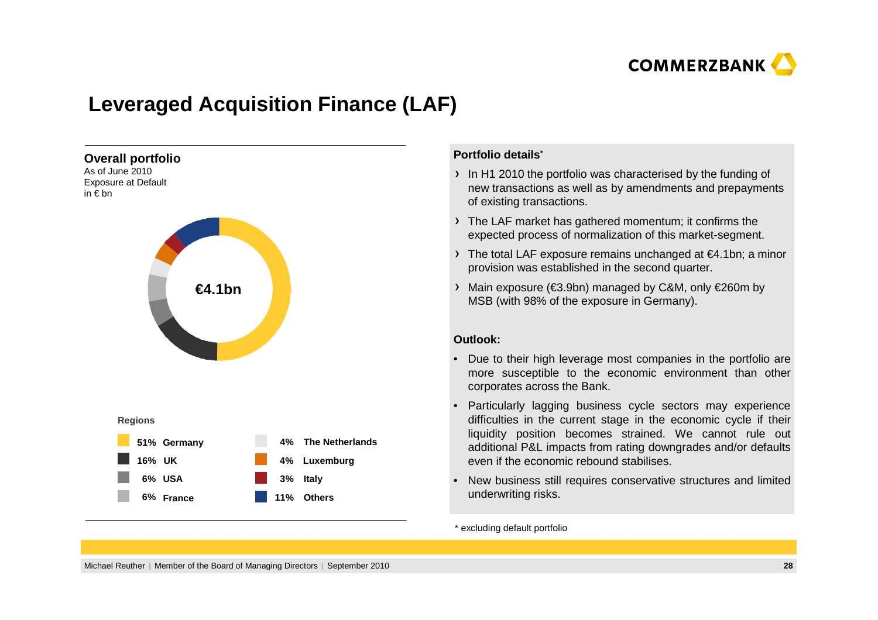# Leveraged Acquisition Finance (LAF)

**Overall portfolio**
As of June 2010
Exposure at Default
in € bn

**€4.1bn**

**Regions**

| Share | Region |
|---|---|
| 51% | Germany |
| 16% | UK |
| 6% | USA |
| 6% | France |
| 4% | The Netherlands |
| 4% | Luxemburg |
| 3% | Italy |
| 11% | Others |

**Portfolio details***

- In H1 2010 the portfolio was characterised by the funding of new transactions as well as by amendments and prepayments of existing transactions.
- The LAF market has gathered momentum; it confirms the expected process of normalization of this market-segment.
- The total LAF exposure remains unchanged at €4.1bn; a minor provision was established in the second quarter.
- Main exposure (€3.9bn) managed by C&M, only €260m by MSB (with 98% of the exposure in Germany).

**Outlook:**

- Due to their high leverage most companies in the portfolio are more susceptible to the economic environment than other corporates across the Bank.
- Particularly lagging business cycle sectors may experience difficulties in the current stage in the economic cycle if their liquidity position becomes strained. We cannot rule out additional P&L impacts from rating downgrades and/or defaults even if the economic rebound stabilises.
- New business still requires conservative structures and limited underwriting risks.

* excluding default portfolio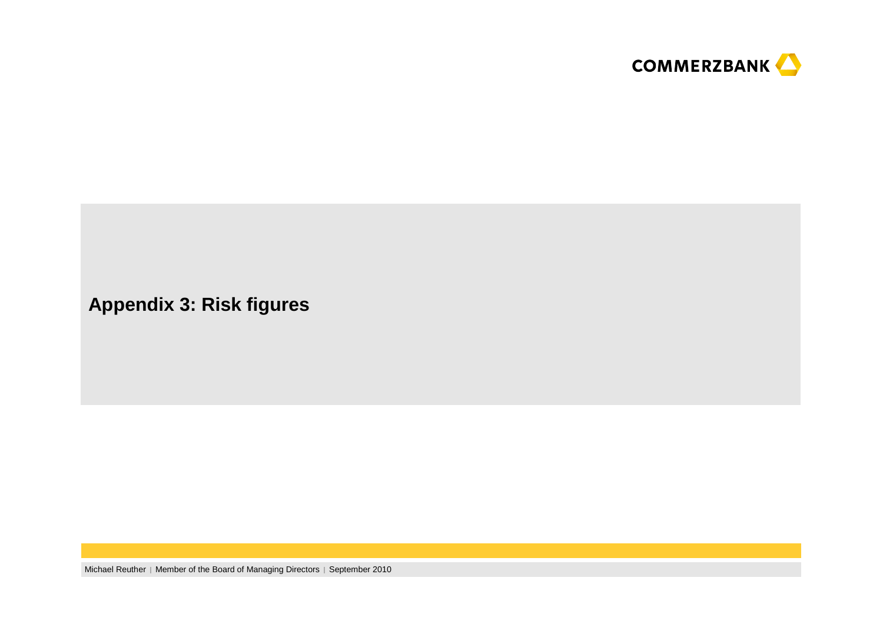# Appendix 3: Risk figures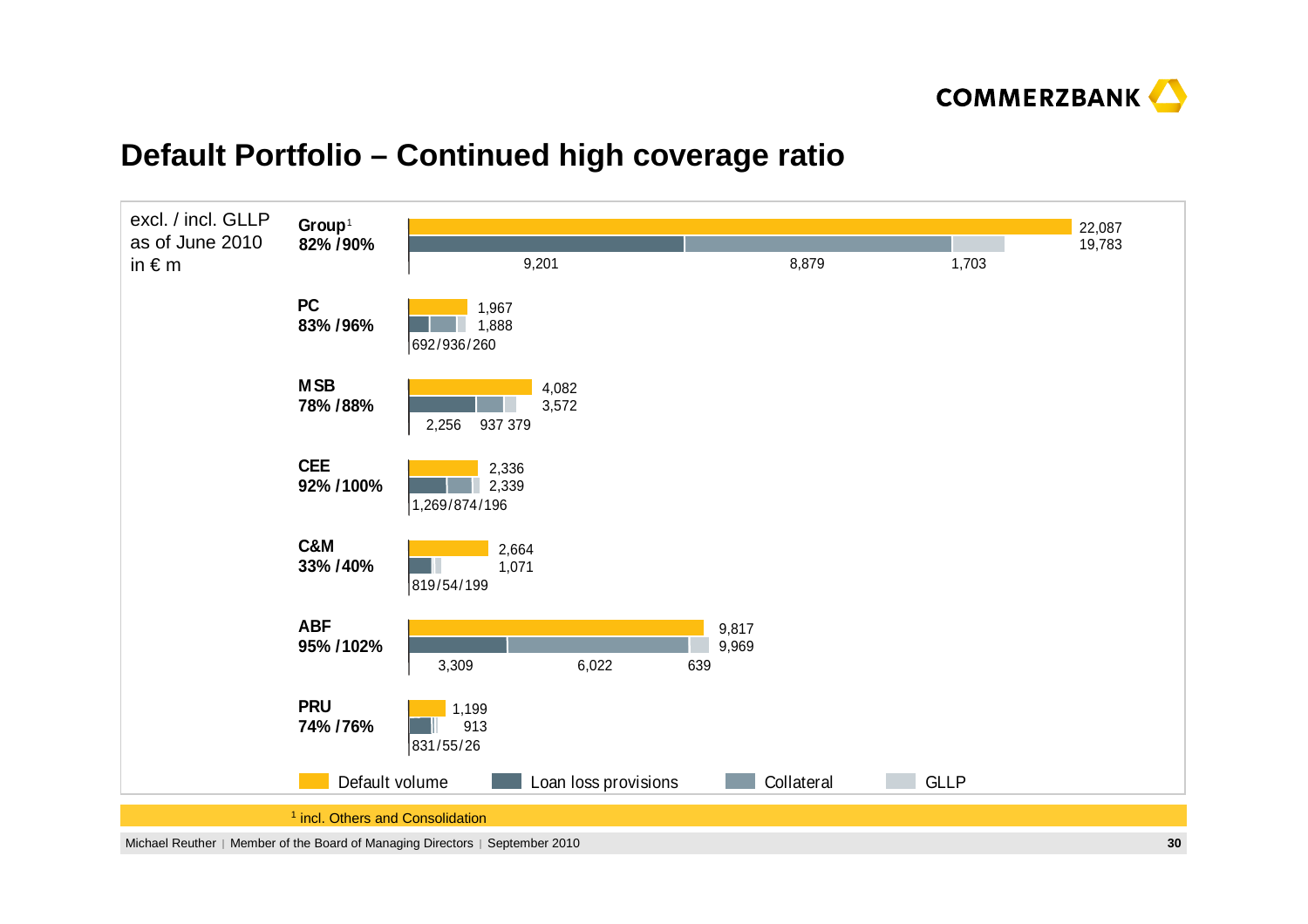# Default Portfolio – Continued high coverage ratio

excl. / incl. GLLP
as of June 2010
in € m

| Segment | Coverage ratio excl. / incl. GLLP | Default volume | Loan loss provisions + Collateral + GLLP | Loan loss provisions | Collateral | GLLP |
|---|---|---|---|---|---|---|
| Group[1] | 82% / 90% | 22,087 | 19,783 | 9,201 | 8,879 | 1,703 |
| PC | 83% / 96% | 1,967 | 1,888 | 692 | 936 | 260 |
| MSB | 78% / 88% | 4,082 | 3,572 | 2,256 | 937 | 379 |
| CEE | 92% / 100% | 2,336 | 2,339 | 1,269 | 874 | 196 |
| C&M | 33% / 40% | 2,664 | 1,071 | 819 | 54 | 199 |
| ABF | 95% / 102% | 9,817 | 9,969 | 3,309 | 6,022 | 639 |
| PRU | 74% / 76% | 1,199 | 913 | 831 | 55 | 26 |

Default volume | Loan loss provisions | Collateral | GLLP

[1] incl. Others and Consolidation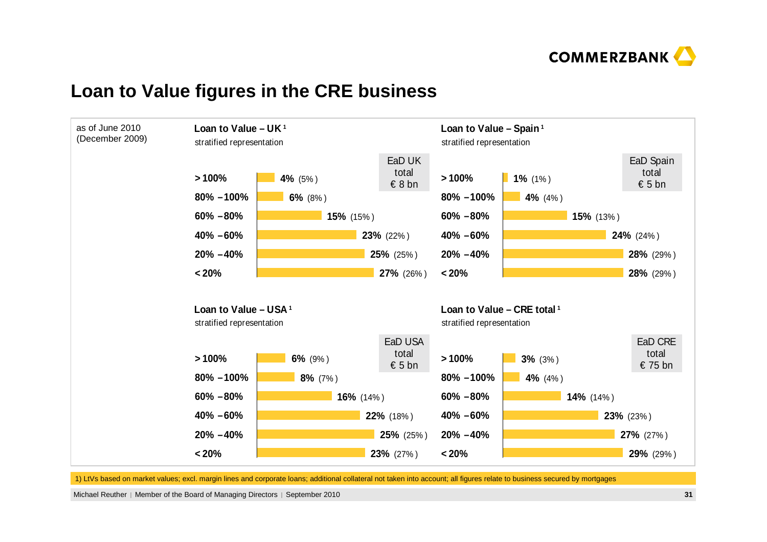# Loan to Value figures in the CRE business

as of June 2010 (December 2009)

### Loan to Value – UK[1]

stratified representation

EaD UK total € 8 bn

| LTV | June 2010 | (December 2009) |
|---|---|---|
| > 100% | 4% | (5%) |
| 80% – 100% | 6% | (8%) |
| 60% – 80% | 15% | (15%) |
| 40% – 60% | 23% | (22%) |
| 20% – 40% | 25% | (25%) |
| < 20% | 27% | (26%) |

### Loan to Value – Spain[1]

stratified representation

EaD Spain total € 5 bn

| LTV | June 2010 | (December 2009) |
|---|---|---|
| > 100% | 1% | (1%) |
| 80% – 100% | 4% | (4%) |
| 60% – 80% | 15% | (13%) |
| 40% – 60% | 24% | (24%) |
| 20% – 40% | 28% | (29%) |
| < 20% | 28% | (29%) |

### Loan to Value – USA[1]

stratified representation

EaD USA total € 5 bn

| LTV | June 2010 | (December 2009) |
|---|---|---|
| > 100% | 6% | (9%) |
| 80% – 100% | 8% | (7%) |
| 60% – 80% | 16% | (14%) |
| 40% – 60% | 22% | (18%) |
| 20% – 40% | 25% | (25%) |
| < 20% | 23% | (27%) |

### Loan to Value – CRE total[1]

stratified representation

EaD CRE total € 75 bn

| LTV | June 2010 | (December 2009) |
|---|---|---|
| > 100% | 3% | (3%) |
| 80% – 100% | 4% | (4%) |
| 60% – 80% | 14% | (14%) |
| 40% – 60% | 23% | (23%) |
| 20% – 40% | 27% | (27%) |
| < 20% | 29% | (29%) |

1) LtVs based on market values; excl. margin lines and corporate loans; additional collateral not taken into account; all figures relate to business secured by mortgages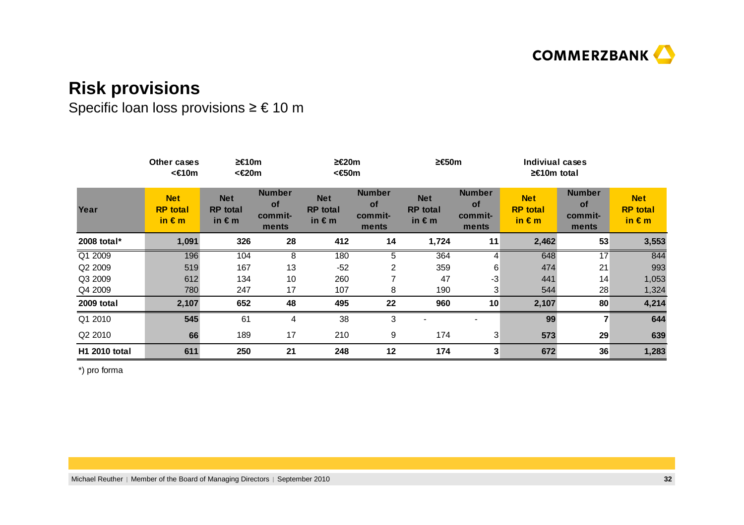# Risk provisions

Specific loan loss provisions ≥ € 10 m

| | Other cases <€10m | ≥€10m <€20m | | ≥€20m <€50m | | ≥€50m | | Indiviual cases ≥€10m total | | |
|---|---|---|---|---|---|---|---|---|---|---|
| **Year** | **Net RP total in € m** | **Net RP total in € m** | **Number of commit-ments** | **Net RP total in € m** | **Number of commit-ments** | **Net RP total in € m** | **Number of commit-ments** | **Net RP total in € m** | **Number of commit-ments** | **Net RP total in € m** |
| **2008 total*** | **1,091** | **326** | **28** | **412** | **14** | **1,724** | **11** | **2,462** | **53** | **3,553** |
| Q1 2009 | 196 | 104 | 8 | 180 | 5 | 364 | 4 | 648 | 17 | 844 |
| Q2 2009 | 519 | 167 | 13 | -52 | 2 | 359 | 6 | 474 | 21 | 993 |
| Q3 2009 | 612 | 134 | 10 | 260 | 7 | 47 | -3 | 441 | 14 | 1,053 |
| Q4 2009 | 780 | 247 | 17 | 107 | 8 | 190 | 3 | 544 | 28 | 1,324 |
| **2009 total** | **2,107** | **652** | **48** | **495** | **22** | **960** | **10** | **2,107** | **80** | **4,214** |
| Q1 2010 | **545** | 61 | 4 | 38 | 3 | - | - | **99** | **7** | **644** |
| Q2 2010 | **66** | 189 | 17 | 210 | 9 | 174 | 3 | **573** | **29** | **639** |
| **H1 2010 total** | **611** | **250** | **21** | **248** | **12** | **174** | **3** | **672** | **36** | **1,283** |

*) pro forma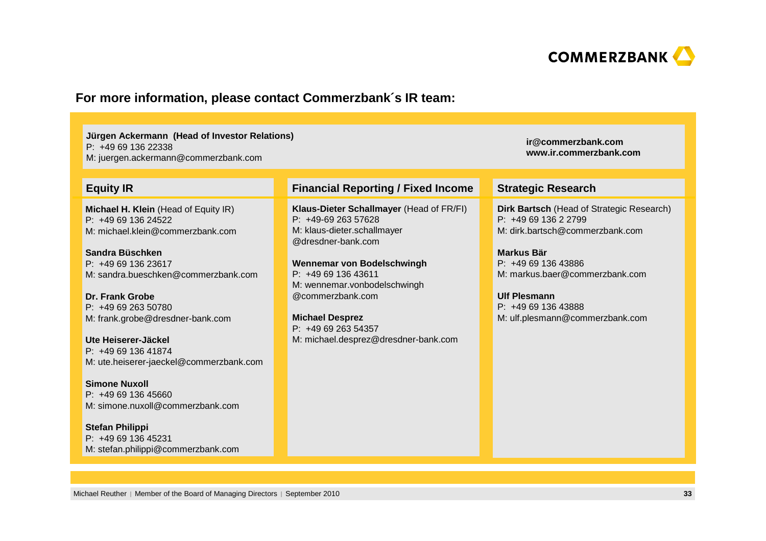COMMERZBANK

## For more information, please contact Commerzbank´s IR team:

**Jürgen Ackermann (Head of Investor Relations)**
P: +49 69 136 22338
M: juergen.ackermann@commerzbank.com

**ir@commerzbank.com**
**www.ir.commerzbank.com**

### Equity IR

**Michael H. Klein** (Head of Equity IR)
P: +49 69 136 24522
M: michael.klein@commerzbank.com

**Sandra Büschken**
P: +49 69 136 23617
M: sandra.bueschken@commerzbank.com

**Dr. Frank Grobe**
P: +49 69 263 50780
M: frank.grobe@dresdner-bank.com

**Ute Heiserer-Jäckel**
P: +49 69 136 41874
M: ute.heiserer-jaeckel@commerzbank.com

**Simone Nuxoll**
P: +49 69 136 45660
M: simone.nuxoll@commerzbank.com

**Stefan Philippi**
P: +49 69 136 45231
M: stefan.philippi@commerzbank.com

### Financial Reporting / Fixed Income

**Klaus-Dieter Schallmayer** (Head of FR/FI)
P: +49-69 263 57628
M: klaus-dieter.schallmayer@dresdner-bank.com

**Wennemar von Bodelschwingh**
P: +49 69 136 43611
M: wennemar.vonbodelschwingh@commerzbank.com

**Michael Desprez**
P: +49 69 263 54357
M: michael.desprez@dresdner-bank.com

### Strategic Research

**Dirk Bartsch** (Head of Strategic Research)
P: +49 69 136 2 2799
M: dirk.bartsch@commerzbank.com

**Markus Bär**
P: +49 69 136 43886
M: markus.baer@commerzbank.com

**Ulf Plesmann**
P: +49 69 136 43888
M: ulf.plesmann@commerzbank.com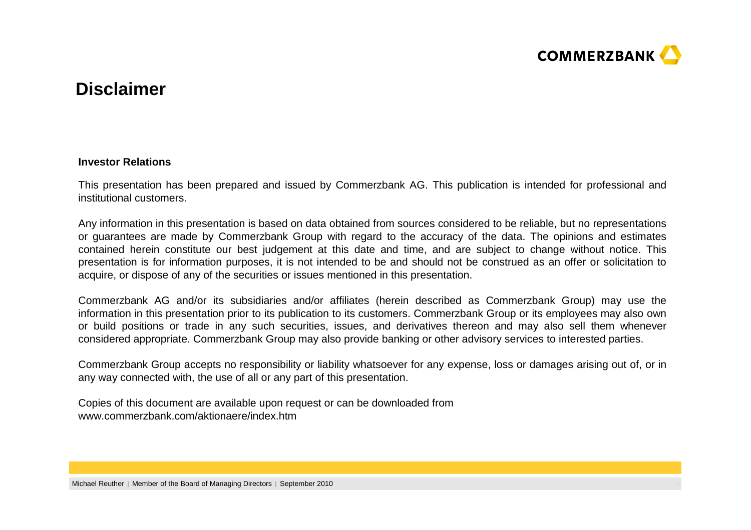# Disclaimer

**Investor Relations**

This presentation has been prepared and issued by Commerzbank AG. This publication is intended for professional and institutional customers.

Any information in this presentation is based on data obtained from sources considered to be reliable, but no representations or guarantees are made by Commerzbank Group with regard to the accuracy of the data. The opinions and estimates contained herein constitute our best judgement at this date and time, and are subject to change without notice. This presentation is for information purposes, it is not intended to be and should not be construed as an offer or solicitation to acquire, or dispose of any of the securities or issues mentioned in this presentation.

Commerzbank AG and/or its subsidiaries and/or affiliates (herein described as Commerzbank Group) may use the information in this presentation prior to its publication to its customers. Commerzbank Group or its employees may also own or build positions or trade in any such securities, issues, and derivatives thereon and may also sell them whenever considered appropriate. Commerzbank Group may also provide banking or other advisory services to interested parties.

Commerzbank Group accepts no responsibility or liability whatsoever for any expense, loss or damages arising out of, or in any way connected with, the use of all or any part of this presentation.

Copies of this document are available upon request or can be downloaded from
www.commerzbank.com/aktionaere/index.htm